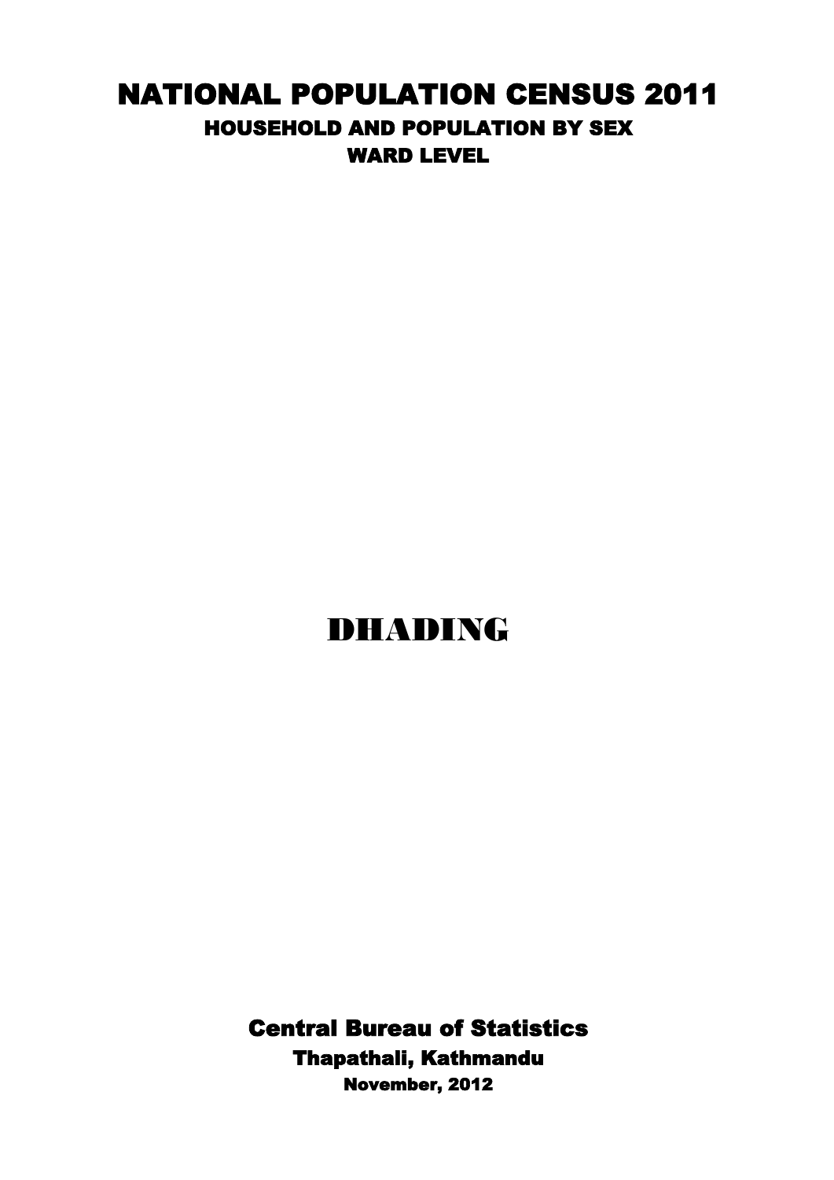# NATIONAL POPULATION CENSUS 2011

## HOUSEHOLD AND POPULATION BY SEX

### WARD LEVEL

# DHADING

## Central Bureau of Statistics

### Thapathali, Kathmandu

**November, 2012**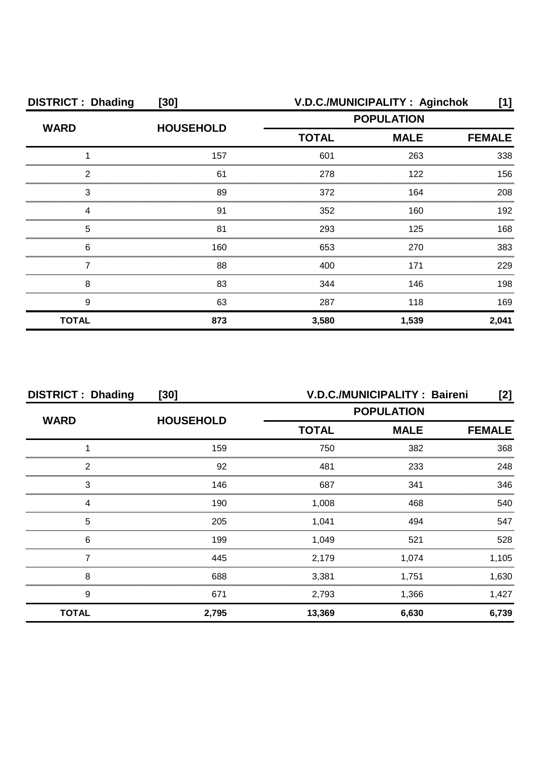**DISTRICT : Dhading [30]** **V.D.C./MUNICIPALITY : Aginchok [1]**

| WARD | HOUSEHOLD | POPULATION | | |
|---|---|---|---|---|
| | | TOTAL | MALE | FEMALE |
| 1 | 157 | 601 | 263 | 338 |
| 2 | 61 | 278 | 122 | 156 |
| 3 | 89 | 372 | 164 | 208 |
| 4 | 91 | 352 | 160 | 192 |
| 5 | 81 | 293 | 125 | 168 |
| 6 | 160 | 653 | 270 | 383 |
| 7 | 88 | 400 | 171 | 229 |
| 8 | 83 | 344 | 146 | 198 |
| 9 | 63 | 287 | 118 | 169 |
| **TOTAL** | **873** | **3,580** | **1,539** | **2,041** |

**DISTRICT : Dhading [30]** **V.D.C./MUNICIPALITY : Baireni [2]**

| WARD | HOUSEHOLD | POPULATION | | |
|---|---|---|---|---|
| | | TOTAL | MALE | FEMALE |
| 1 | 159 | 750 | 382 | 368 |
| 2 | 92 | 481 | 233 | 248 |
| 3 | 146 | 687 | 341 | 346 |
| 4 | 190 | 1,008 | 468 | 540 |
| 5 | 205 | 1,041 | 494 | 547 |
| 6 | 199 | 1,049 | 521 | 528 |
| 7 | 445 | 2,179 | 1,074 | 1,105 |
| 8 | 688 | 3,381 | 1,751 | 1,630 |
| 9 | 671 | 2,793 | 1,366 | 1,427 |
| **TOTAL** | **2,795** | **13,369** | **6,630** | **6,739** |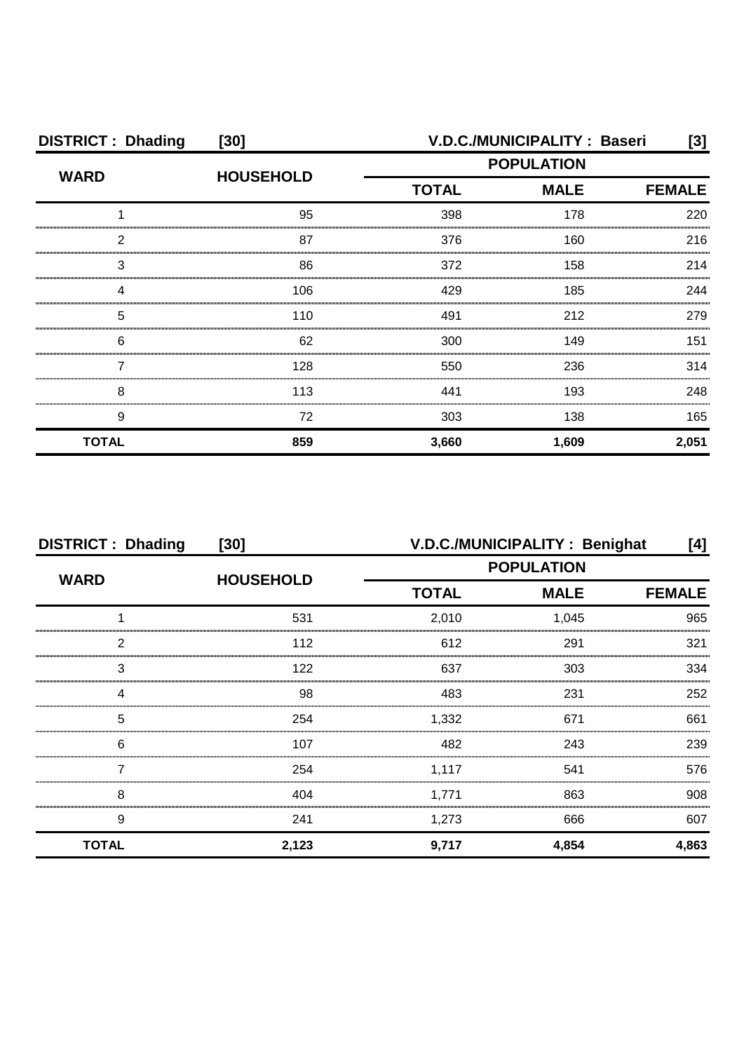| DISTRICT : Dhading | [30] | V.D.C./MUNICIPALITY : Baseri | | [3] |
|---|---|---|---|---|
| WARD | HOUSEHOLD | POPULATION | | |
| | | TOTAL | MALE | FEMALE |
| 1 | 95 | 398 | 178 | 220 |
| 2 | 87 | 376 | 160 | 216 |
| 3 | 86 | 372 | 158 | 214 |
| 4 | 106 | 429 | 185 | 244 |
| 5 | 110 | 491 | 212 | 279 |
| 6 | 62 | 300 | 149 | 151 |
| 7 | 128 | 550 | 236 | 314 |
| 8 | 113 | 441 | 193 | 248 |
| 9 | 72 | 303 | 138 | 165 |
| **TOTAL** | **859** | **3,660** | **1,609** | **2,051** |

| DISTRICT : Dhading | [30] | V.D.C./MUNICIPALITY : Benighat | | [4] |
|---|---|---|---|---|
| WARD | HOUSEHOLD | POPULATION | | |
| | | TOTAL | MALE | FEMALE |
| 1 | 531 | 2,010 | 1,045 | 965 |
| 2 | 112 | 612 | 291 | 321 |
| 3 | 122 | 637 | 303 | 334 |
| 4 | 98 | 483 | 231 | 252 |
| 5 | 254 | 1,332 | 671 | 661 |
| 6 | 107 | 482 | 243 | 239 |
| 7 | 254 | 1,117 | 541 | 576 |
| 8 | 404 | 1,771 | 863 | 908 |
| 9 | 241 | 1,273 | 666 | 607 |
| **TOTAL** | **2,123** | **9,717** | **4,854** | **4,863** |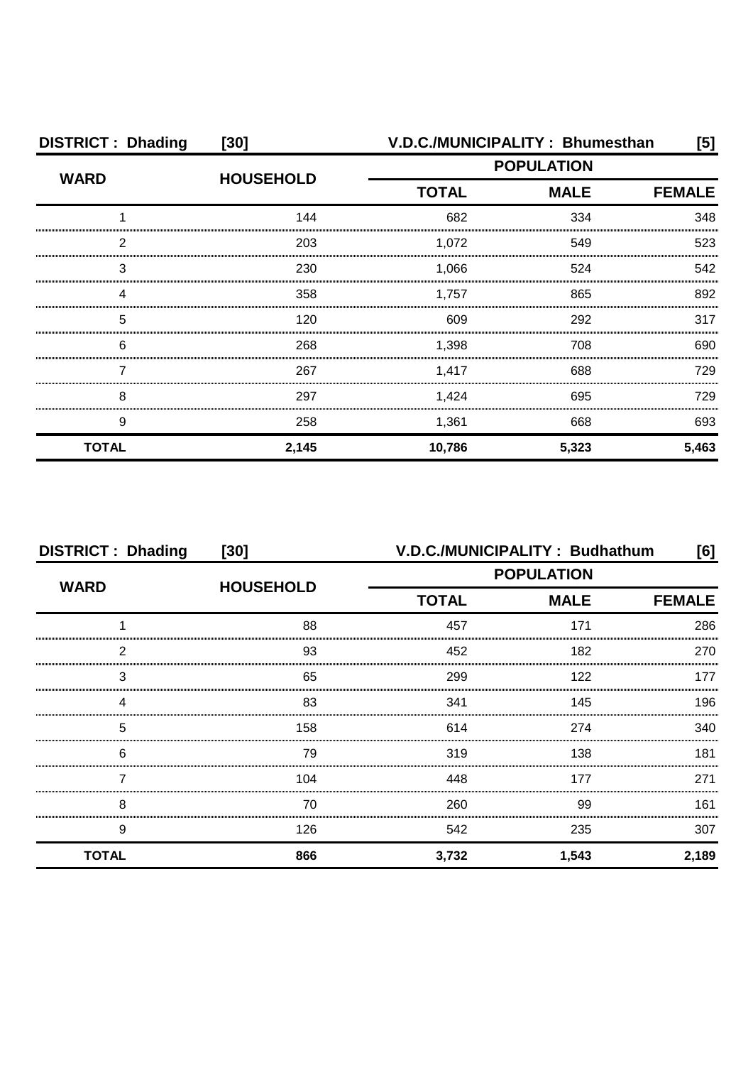| DISTRICT : Dhading | [30] | V.D.C./MUNICIPALITY : Bhumesthan | | [5] |
|---|---|---|---|---|
| WARD | HOUSEHOLD | POPULATION | | |
| | | TOTAL | MALE | FEMALE |
| 1 | 144 | 682 | 334 | 348 |
| 2 | 203 | 1,072 | 549 | 523 |
| 3 | 230 | 1,066 | 524 | 542 |
| 4 | 358 | 1,757 | 865 | 892 |
| 5 | 120 | 609 | 292 | 317 |
| 6 | 268 | 1,398 | 708 | 690 |
| 7 | 267 | 1,417 | 688 | 729 |
| 8 | 297 | 1,424 | 695 | 729 |
| 9 | 258 | 1,361 | 668 | 693 |
| **TOTAL** | **2,145** | **10,786** | **5,323** | **5,463** |

| DISTRICT : Dhading | [30] | V.D.C./MUNICIPALITY : Budhathum | | [6] |
|---|---|---|---|---|
| WARD | HOUSEHOLD | POPULATION | | |
| | | TOTAL | MALE | FEMALE |
| 1 | 88 | 457 | 171 | 286 |
| 2 | 93 | 452 | 182 | 270 |
| 3 | 65 | 299 | 122 | 177 |
| 4 | 83 | 341 | 145 | 196 |
| 5 | 158 | 614 | 274 | 340 |
| 6 | 79 | 319 | 138 | 181 |
| 7 | 104 | 448 | 177 | 271 |
| 8 | 70 | 260 | 99 | 161 |
| 9 | 126 | 542 | 235 | 307 |
| **TOTAL** | **866** | **3,732** | **1,543** | **2,189** |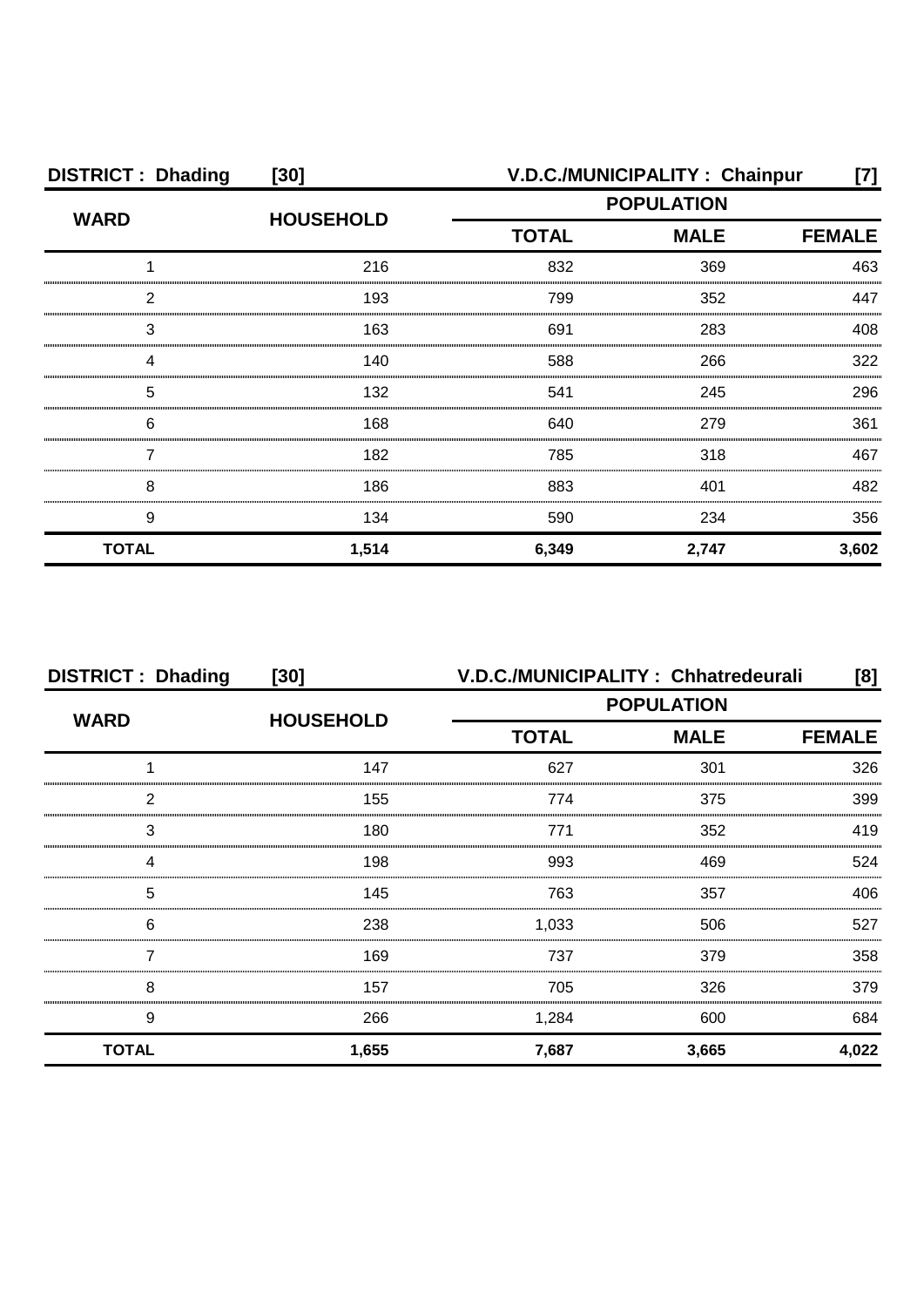**DISTRICT : Dhading [30] V.D.C./MUNICIPALITY : Chainpur [7]**

| WARD | HOUSEHOLD | POPULATION | | |
|---|---|---|---|---|
| | | TOTAL | MALE | FEMALE |
| 1 | 216 | 832 | 369 | 463 |
| 2 | 193 | 799 | 352 | 447 |
| 3 | 163 | 691 | 283 | 408 |
| 4 | 140 | 588 | 266 | 322 |
| 5 | 132 | 541 | 245 | 296 |
| 6 | 168 | 640 | 279 | 361 |
| 7 | 182 | 785 | 318 | 467 |
| 8 | 186 | 883 | 401 | 482 |
| 9 | 134 | 590 | 234 | 356 |
| **TOTAL** | **1,514** | **6,349** | **2,747** | **3,602** |

**DISTRICT : Dhading [30] V.D.C./MUNICIPALITY : Chhatredeurali [8]**

| WARD | HOUSEHOLD | POPULATION | | |
|---|---|---|---|---|
| | | TOTAL | MALE | FEMALE |
| 1 | 147 | 627 | 301 | 326 |
| 2 | 155 | 774 | 375 | 399 |
| 3 | 180 | 771 | 352 | 419 |
| 4 | 198 | 993 | 469 | 524 |
| 5 | 145 | 763 | 357 | 406 |
| 6 | 238 | 1,033 | 506 | 527 |
| 7 | 169 | 737 | 379 | 358 |
| 8 | 157 | 705 | 326 | 379 |
| 9 | 266 | 1,284 | 600 | 684 |
| **TOTAL** | **1,655** | **7,687** | **3,665** | **4,022** |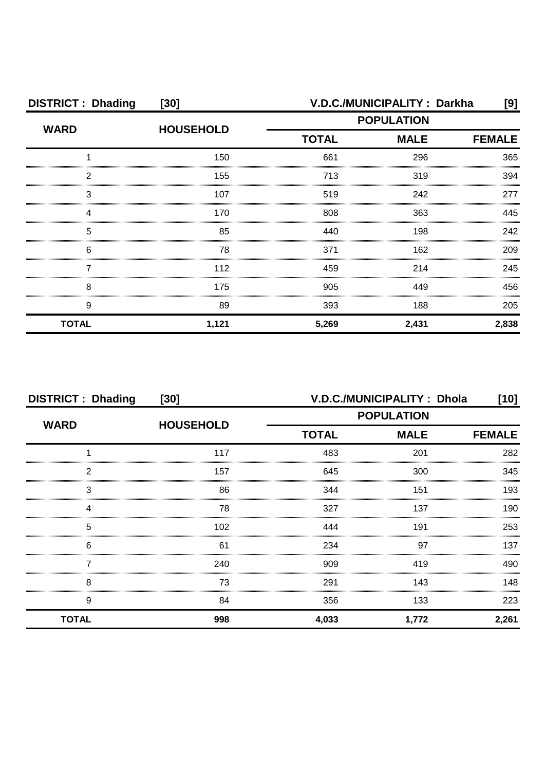| DISTRICT : Dhading | [30] | V.D.C./MUNICIPALITY : Darkha | | [9] |
|---|---|---|---|---|
| WARD | HOUSEHOLD | POPULATION | | |
| | | TOTAL | MALE | FEMALE |
| 1 | 150 | 661 | 296 | 365 |
| 2 | 155 | 713 | 319 | 394 |
| 3 | 107 | 519 | 242 | 277 |
| 4 | 170 | 808 | 363 | 445 |
| 5 | 85 | 440 | 198 | 242 |
| 6 | 78 | 371 | 162 | 209 |
| 7 | 112 | 459 | 214 | 245 |
| 8 | 175 | 905 | 449 | 456 |
| 9 | 89 | 393 | 188 | 205 |
| **TOTAL** | **1,121** | **5,269** | **2,431** | **2,838** |

| DISTRICT : Dhading | [30] | V.D.C./MUNICIPALITY : Dhola | | [10] |
|---|---|---|---|---|
| WARD | HOUSEHOLD | POPULATION | | |
| | | TOTAL | MALE | FEMALE |
| 1 | 117 | 483 | 201 | 282 |
| 2 | 157 | 645 | 300 | 345 |
| 3 | 86 | 344 | 151 | 193 |
| 4 | 78 | 327 | 137 | 190 |
| 5 | 102 | 444 | 191 | 253 |
| 6 | 61 | 234 | 97 | 137 |
| 7 | 240 | 909 | 419 | 490 |
| 8 | 73 | 291 | 143 | 148 |
| 9 | 84 | 356 | 133 | 223 |
| **TOTAL** | **998** | **4,033** | **1,772** | **2,261** |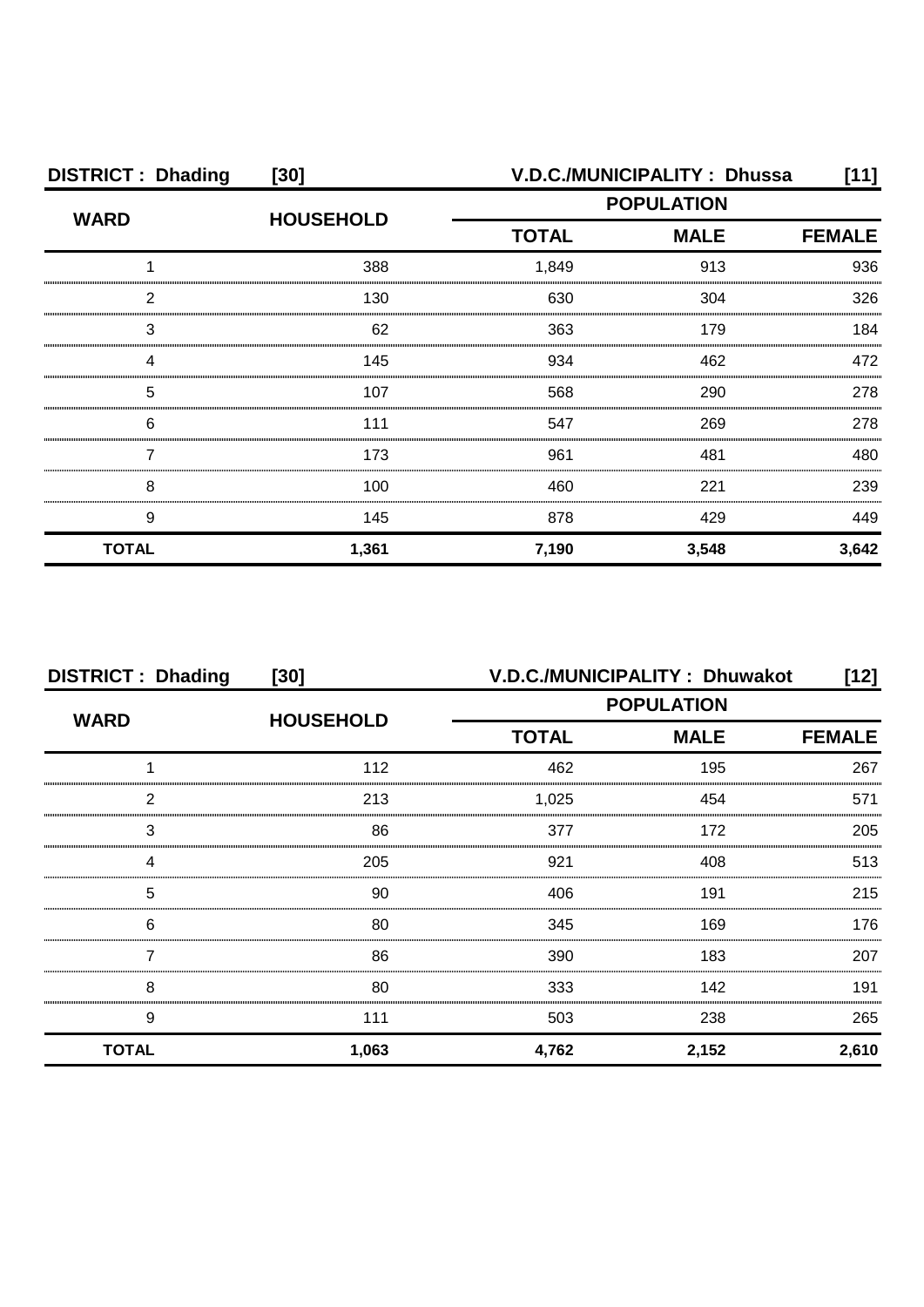| DISTRICT : Dhading | [30] | V.D.C./MUNICIPALITY : Dhussa | | [11] |
|---|---|---|---|---|
| WARD | HOUSEHOLD | POPULATION | | |
| | | TOTAL | MALE | FEMALE |
| 1 | 388 | 1,849 | 913 | 936 |
| 2 | 130 | 630 | 304 | 326 |
| 3 | 62 | 363 | 179 | 184 |
| 4 | 145 | 934 | 462 | 472 |
| 5 | 107 | 568 | 290 | 278 |
| 6 | 111 | 547 | 269 | 278 |
| 7 | 173 | 961 | 481 | 480 |
| 8 | 100 | 460 | 221 | 239 |
| 9 | 145 | 878 | 429 | 449 |
| **TOTAL** | **1,361** | **7,190** | **3,548** | **3,642** |

| DISTRICT : Dhading | [30] | V.D.C./MUNICIPALITY : Dhuwakot | | [12] |
|---|---|---|---|---|
| WARD | HOUSEHOLD | POPULATION | | |
| | | TOTAL | MALE | FEMALE |
| 1 | 112 | 462 | 195 | 267 |
| 2 | 213 | 1,025 | 454 | 571 |
| 3 | 86 | 377 | 172 | 205 |
| 4 | 205 | 921 | 408 | 513 |
| 5 | 90 | 406 | 191 | 215 |
| 6 | 80 | 345 | 169 | 176 |
| 7 | 86 | 390 | 183 | 207 |
| 8 | 80 | 333 | 142 | 191 |
| 9 | 111 | 503 | 238 | 265 |
| **TOTAL** | **1,063** | **4,762** | **2,152** | **2,610** |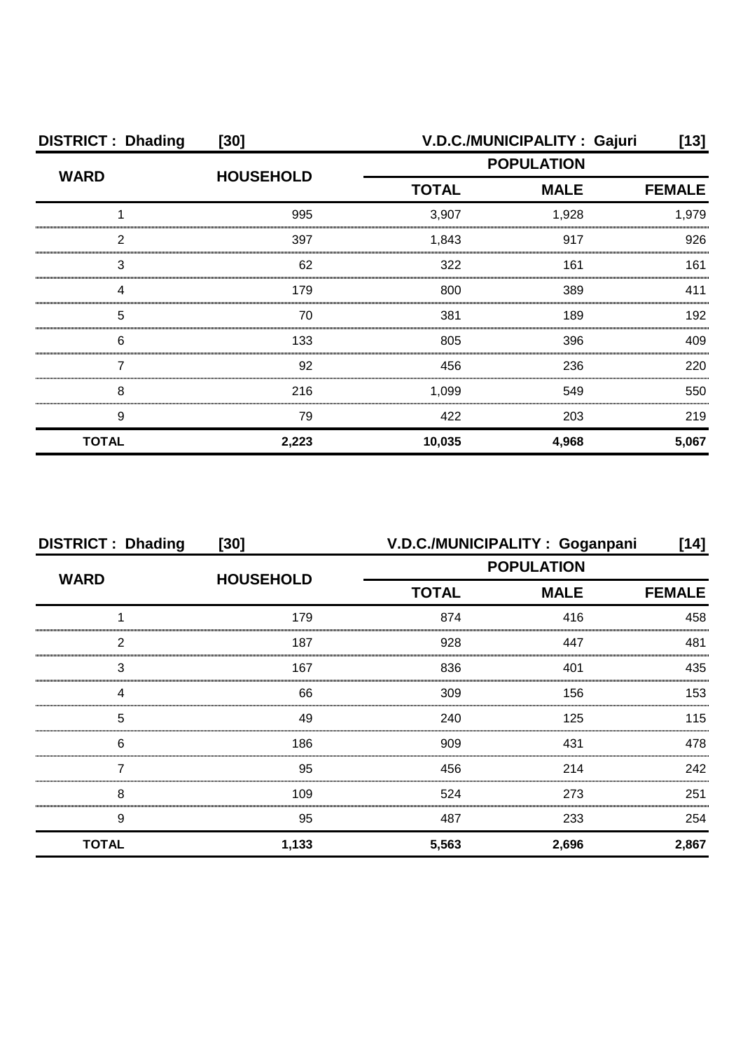**DISTRICT : Dhading [30] V.D.C./MUNICIPALITY : Gajuri [13]**

| WARD | HOUSEHOLD | POPULATION | | |
|---|---|---|---|---|
| | | TOTAL | MALE | FEMALE |
| 1 | 995 | 3,907 | 1,928 | 1,979 |
| 2 | 397 | 1,843 | 917 | 926 |
| 3 | 62 | 322 | 161 | 161 |
| 4 | 179 | 800 | 389 | 411 |
| 5 | 70 | 381 | 189 | 192 |
| 6 | 133 | 805 | 396 | 409 |
| 7 | 92 | 456 | 236 | 220 |
| 8 | 216 | 1,099 | 549 | 550 |
| 9 | 79 | 422 | 203 | 219 |
| **TOTAL** | **2,223** | **10,035** | **4,968** | **5,067** |

**DISTRICT : Dhading [30] V.D.C./MUNICIPALITY : Goganpani [14]**

| WARD | HOUSEHOLD | POPULATION | | |
|---|---|---|---|---|
| | | TOTAL | MALE | FEMALE |
| 1 | 179 | 874 | 416 | 458 |
| 2 | 187 | 928 | 447 | 481 |
| 3 | 167 | 836 | 401 | 435 |
| 4 | 66 | 309 | 156 | 153 |
| 5 | 49 | 240 | 125 | 115 |
| 6 | 186 | 909 | 431 | 478 |
| 7 | 95 | 456 | 214 | 242 |
| 8 | 109 | 524 | 273 | 251 |
| 9 | 95 | 487 | 233 | 254 |
| **TOTAL** | **1,133** | **5,563** | **2,696** | **2,867** |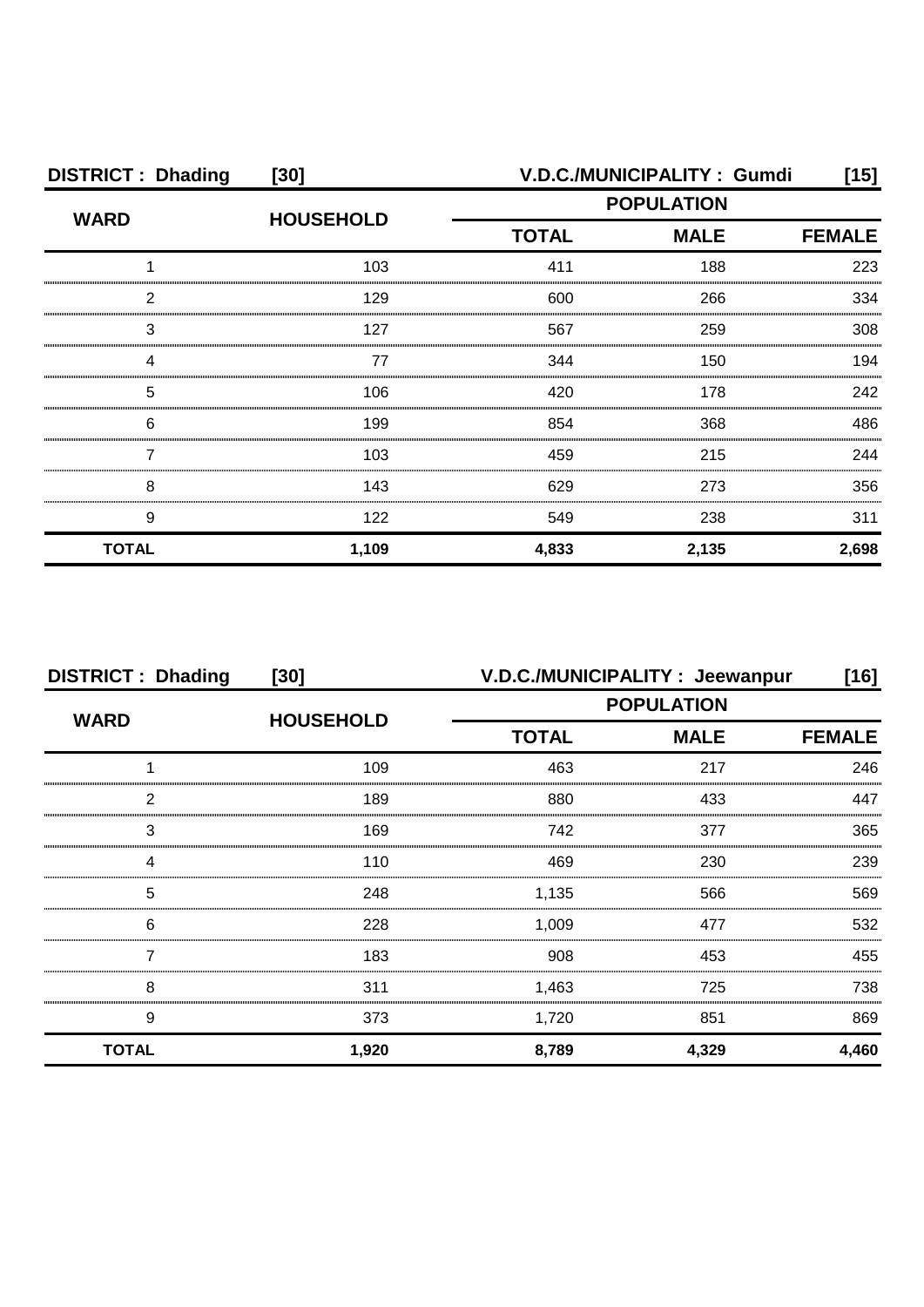| DISTRICT : Dhading | [30] | V.D.C./MUNICIPALITY : Gumdi | | [15] |
|---|---|---|---|---|
| WARD | HOUSEHOLD | POPULATION | | |
| | | TOTAL | MALE | FEMALE |
| 1 | 103 | 411 | 188 | 223 |
| 2 | 129 | 600 | 266 | 334 |
| 3 | 127 | 567 | 259 | 308 |
| 4 | 77 | 344 | 150 | 194 |
| 5 | 106 | 420 | 178 | 242 |
| 6 | 199 | 854 | 368 | 486 |
| 7 | 103 | 459 | 215 | 244 |
| 8 | 143 | 629 | 273 | 356 |
| 9 | 122 | 549 | 238 | 311 |
| **TOTAL** | **1,109** | **4,833** | **2,135** | **2,698** |

| DISTRICT : Dhading | [30] | V.D.C./MUNICIPALITY : Jeewanpur | | [16] |
|---|---|---|---|---|
| WARD | HOUSEHOLD | POPULATION | | |
| | | TOTAL | MALE | FEMALE |
| 1 | 109 | 463 | 217 | 246 |
| 2 | 189 | 880 | 433 | 447 |
| 3 | 169 | 742 | 377 | 365 |
| 4 | 110 | 469 | 230 | 239 |
| 5 | 248 | 1,135 | 566 | 569 |
| 6 | 228 | 1,009 | 477 | 532 |
| 7 | 183 | 908 | 453 | 455 |
| 8 | 311 | 1,463 | 725 | 738 |
| 9 | 373 | 1,720 | 851 | 869 |
| **TOTAL** | **1,920** | **8,789** | **4,329** | **4,460** |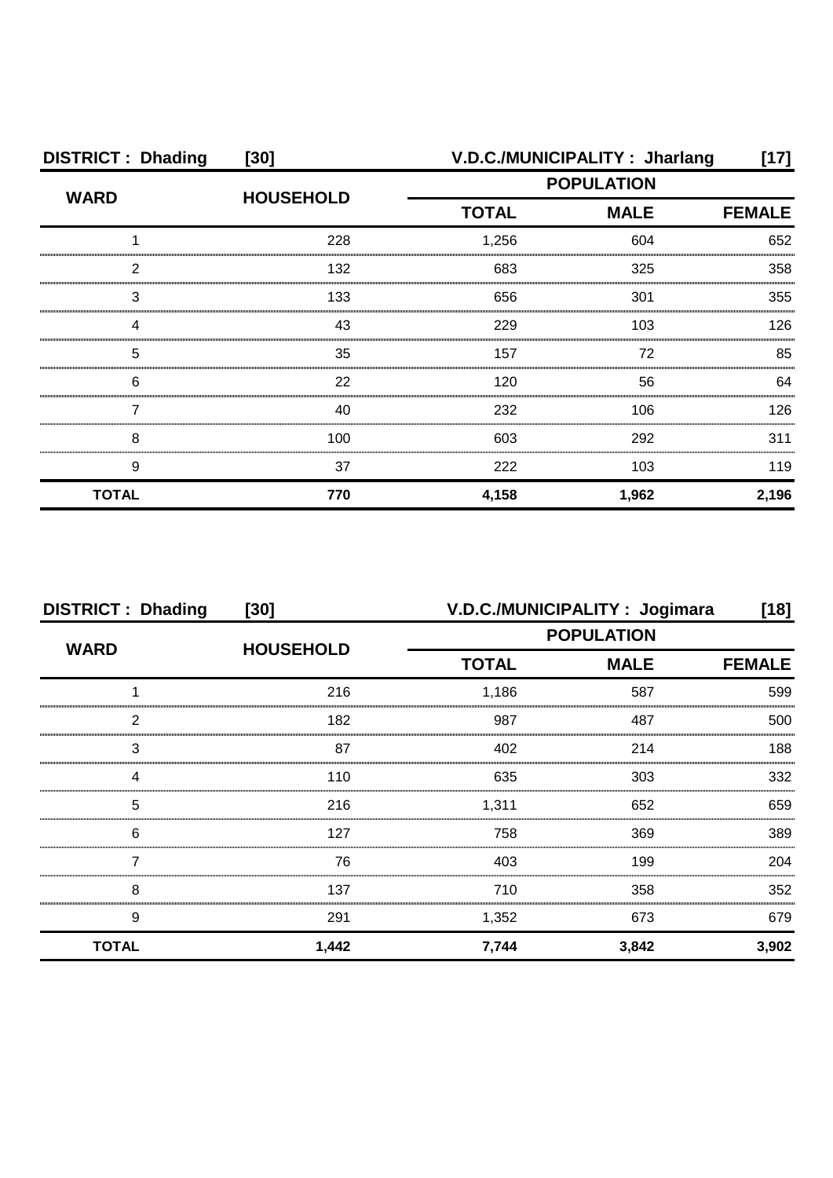**DISTRICT : Dhading [30] V.D.C./MUNICIPALITY : Jharlang [17]**

| WARD | HOUSEHOLD | POPULATION | | |
|---|---|---|---|---|
| | | TOTAL | MALE | FEMALE |
| 1 | 228 | 1,256 | 604 | 652 |
| 2 | 132 | 683 | 325 | 358 |
| 3 | 133 | 656 | 301 | 355 |
| 4 | 43 | 229 | 103 | 126 |
| 5 | 35 | 157 | 72 | 85 |
| 6 | 22 | 120 | 56 | 64 |
| 7 | 40 | 232 | 106 | 126 |
| 8 | 100 | 603 | 292 | 311 |
| 9 | 37 | 222 | 103 | 119 |
| **TOTAL** | **770** | **4,158** | **1,962** | **2,196** |

**DISTRICT : Dhading [30] V.D.C./MUNICIPALITY : Jogimara [18]**

| WARD | HOUSEHOLD | POPULATION | | |
|---|---|---|---|---|
| | | TOTAL | MALE | FEMALE |
| 1 | 216 | 1,186 | 587 | 599 |
| 2 | 182 | 987 | 487 | 500 |
| 3 | 87 | 402 | 214 | 188 |
| 4 | 110 | 635 | 303 | 332 |
| 5 | 216 | 1,311 | 652 | 659 |
| 6 | 127 | 758 | 369 | 389 |
| 7 | 76 | 403 | 199 | 204 |
| 8 | 137 | 710 | 358 | 352 |
| 9 | 291 | 1,352 | 673 | 679 |
| **TOTAL** | **1,442** | **7,744** | **3,842** | **3,902** |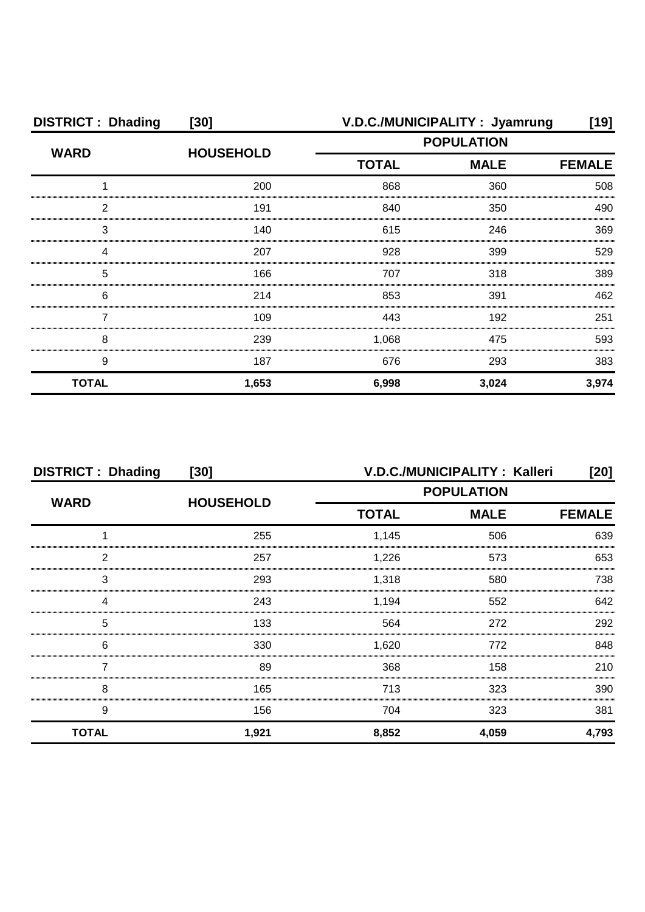**DISTRICT : Dhading [30]** **V.D.C./MUNICIPALITY : Jyamrung [19]**

| WARD | HOUSEHOLD | POPULATION | | |
|---|---|---|---|---|
| | | TOTAL | MALE | FEMALE |
| 1 | 200 | 868 | 360 | 508 |
| 2 | 191 | 840 | 350 | 490 |
| 3 | 140 | 615 | 246 | 369 |
| 4 | 207 | 928 | 399 | 529 |
| 5 | 166 | 707 | 318 | 389 |
| 6 | 214 | 853 | 391 | 462 |
| 7 | 109 | 443 | 192 | 251 |
| 8 | 239 | 1,068 | 475 | 593 |
| 9 | 187 | 676 | 293 | 383 |
| **TOTAL** | **1,653** | **6,998** | **3,024** | **3,974** |

**DISTRICT : Dhading [30]** **V.D.C./MUNICIPALITY : Kalleri [20]**

| WARD | HOUSEHOLD | POPULATION | | |
|---|---|---|---|---|
| | | TOTAL | MALE | FEMALE |
| 1 | 255 | 1,145 | 506 | 639 |
| 2 | 257 | 1,226 | 573 | 653 |
| 3 | 293 | 1,318 | 580 | 738 |
| 4 | 243 | 1,194 | 552 | 642 |
| 5 | 133 | 564 | 272 | 292 |
| 6 | 330 | 1,620 | 772 | 848 |
| 7 | 89 | 368 | 158 | 210 |
| 8 | 165 | 713 | 323 | 390 |
| 9 | 156 | 704 | 323 | 381 |
| **TOTAL** | **1,921** | **8,852** | **4,059** | **4,793** |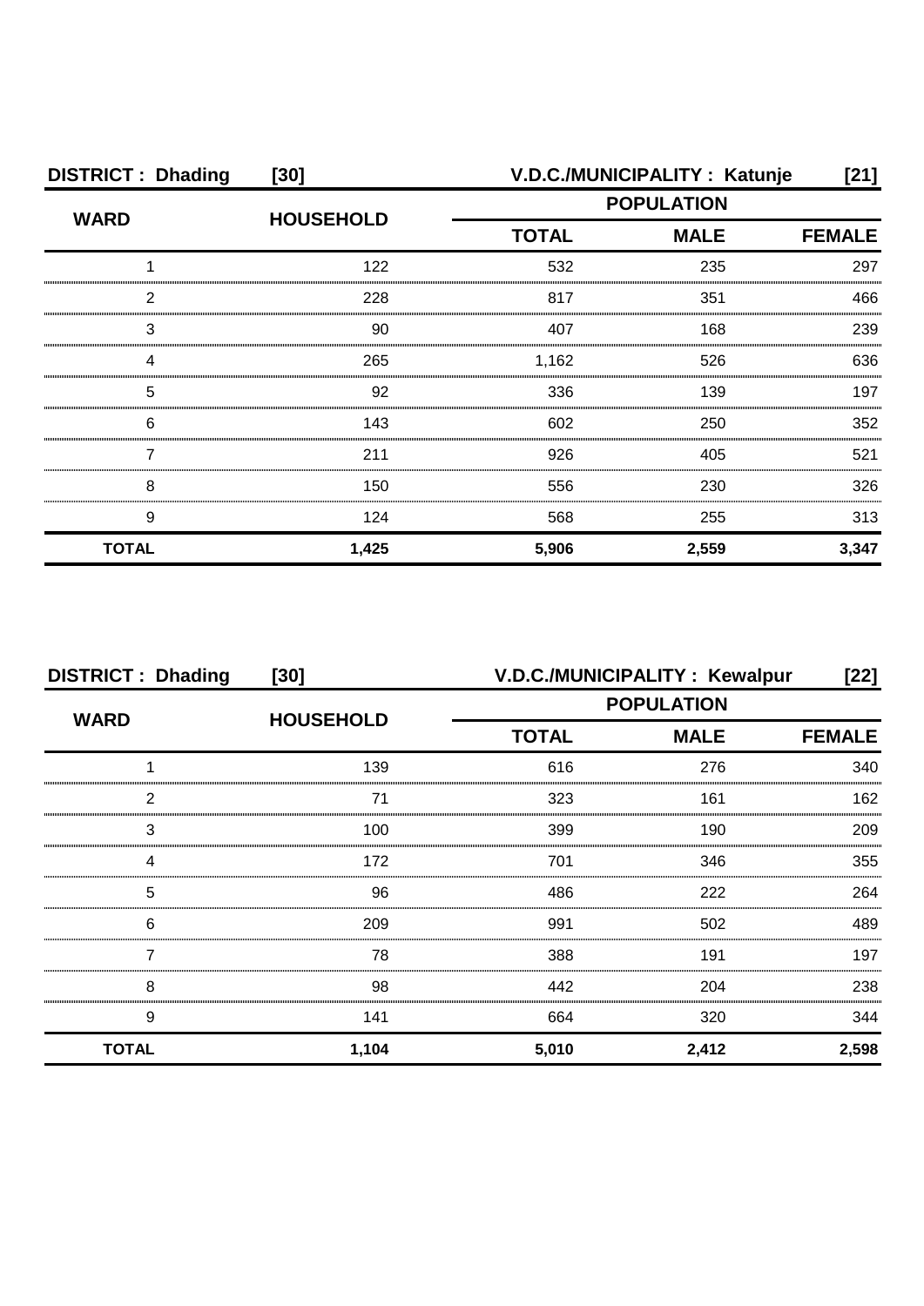| DISTRICT : Dhading | [30] | V.D.C./MUNICIPALITY : Katunje | | [21] |
|---|---|---|---|---|
| WARD | HOUSEHOLD | POPULATION | | |
| | | TOTAL | MALE | FEMALE |
| 1 | 122 | 532 | 235 | 297 |
| 2 | 228 | 817 | 351 | 466 |
| 3 | 90 | 407 | 168 | 239 |
| 4 | 265 | 1,162 | 526 | 636 |
| 5 | 92 | 336 | 139 | 197 |
| 6 | 143 | 602 | 250 | 352 |
| 7 | 211 | 926 | 405 | 521 |
| 8 | 150 | 556 | 230 | 326 |
| 9 | 124 | 568 | 255 | 313 |
| **TOTAL** | **1,425** | **5,906** | **2,559** | **3,347** |

| DISTRICT : Dhading | [30] | V.D.C./MUNICIPALITY : Kewalpur | | [22] |
|---|---|---|---|---|
| WARD | HOUSEHOLD | POPULATION | | |
| | | TOTAL | MALE | FEMALE |
| 1 | 139 | 616 | 276 | 340 |
| 2 | 71 | 323 | 161 | 162 |
| 3 | 100 | 399 | 190 | 209 |
| 4 | 172 | 701 | 346 | 355 |
| 5 | 96 | 486 | 222 | 264 |
| 6 | 209 | 991 | 502 | 489 |
| 7 | 78 | 388 | 191 | 197 |
| 8 | 98 | 442 | 204 | 238 |
| 9 | 141 | 664 | 320 | 344 |
| **TOTAL** | **1,104** | **5,010** | **2,412** | **2,598** |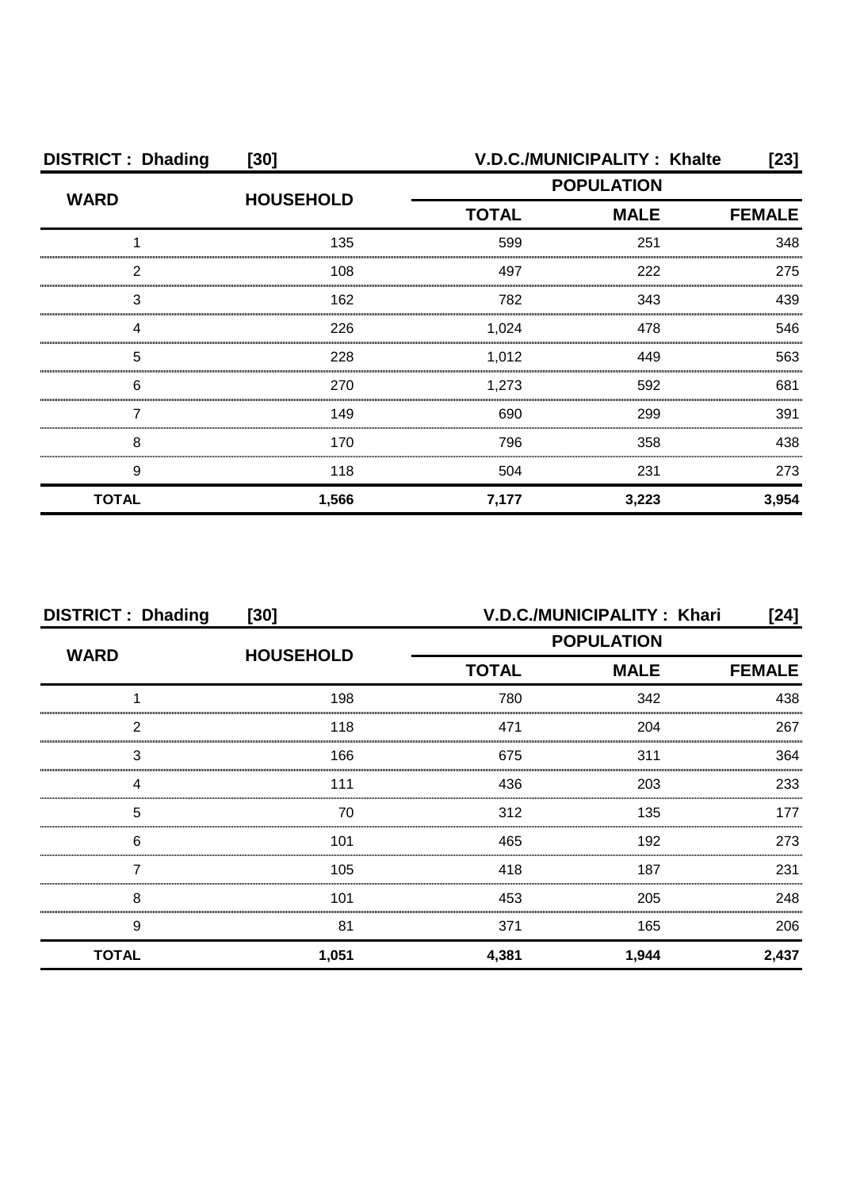**DISTRICT : Dhading [30]** **V.D.C./MUNICIPALITY : Khalte [23]**

| WARD | HOUSEHOLD | POPULATION | | |
|---|---|---|---|---|
| | | TOTAL | MALE | FEMALE |
| 1 | 135 | 599 | 251 | 348 |
| 2 | 108 | 497 | 222 | 275 |
| 3 | 162 | 782 | 343 | 439 |
| 4 | 226 | 1,024 | 478 | 546 |
| 5 | 228 | 1,012 | 449 | 563 |
| 6 | 270 | 1,273 | 592 | 681 |
| 7 | 149 | 690 | 299 | 391 |
| 8 | 170 | 796 | 358 | 438 |
| 9 | 118 | 504 | 231 | 273 |
| **TOTAL** | **1,566** | **7,177** | **3,223** | **3,954** |

**DISTRICT : Dhading [30]** **V.D.C./MUNICIPALITY : Khari [24]**

| WARD | HOUSEHOLD | POPULATION | | |
|---|---|---|---|---|
| | | TOTAL | MALE | FEMALE |
| 1 | 198 | 780 | 342 | 438 |
| 2 | 118 | 471 | 204 | 267 |
| 3 | 166 | 675 | 311 | 364 |
| 4 | 111 | 436 | 203 | 233 |
| 5 | 70 | 312 | 135 | 177 |
| 6 | 101 | 465 | 192 | 273 |
| 7 | 105 | 418 | 187 | 231 |
| 8 | 101 | 453 | 205 | 248 |
| 9 | 81 | 371 | 165 | 206 |
| **TOTAL** | **1,051** | **4,381** | **1,944** | **2,437** |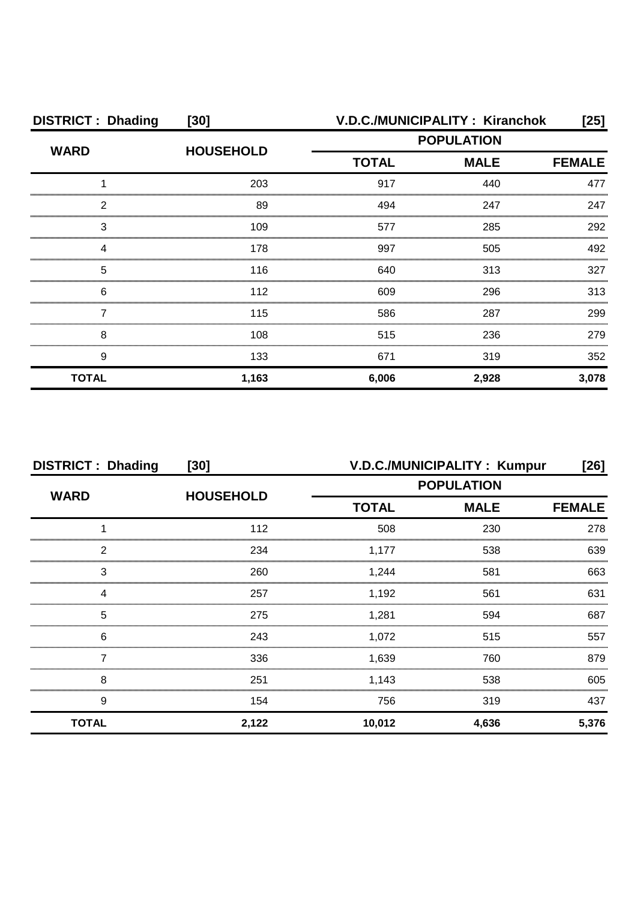| DISTRICT : Dhading | [30] | V.D.C./MUNICIPALITY : Kiranchok | | [25] |
|---|---|---|---|---|
| WARD | HOUSEHOLD | POPULATION | | |
| | | TOTAL | MALE | FEMALE |
| 1 | 203 | 917 | 440 | 477 |
| 2 | 89 | 494 | 247 | 247 |
| 3 | 109 | 577 | 285 | 292 |
| 4 | 178 | 997 | 505 | 492 |
| 5 | 116 | 640 | 313 | 327 |
| 6 | 112 | 609 | 296 | 313 |
| 7 | 115 | 586 | 287 | 299 |
| 8 | 108 | 515 | 236 | 279 |
| 9 | 133 | 671 | 319 | 352 |
| **TOTAL** | **1,163** | **6,006** | **2,928** | **3,078** |

| DISTRICT : Dhading | [30] | V.D.C./MUNICIPALITY : Kumpur | | [26] |
|---|---|---|---|---|
| WARD | HOUSEHOLD | POPULATION | | |
| | | TOTAL | MALE | FEMALE |
| 1 | 112 | 508 | 230 | 278 |
| 2 | 234 | 1,177 | 538 | 639 |
| 3 | 260 | 1,244 | 581 | 663 |
| 4 | 257 | 1,192 | 561 | 631 |
| 5 | 275 | 1,281 | 594 | 687 |
| 6 | 243 | 1,072 | 515 | 557 |
| 7 | 336 | 1,639 | 760 | 879 |
| 8 | 251 | 1,143 | 538 | 605 |
| 9 | 154 | 756 | 319 | 437 |
| **TOTAL** | **2,122** | **10,012** | **4,636** | **5,376** |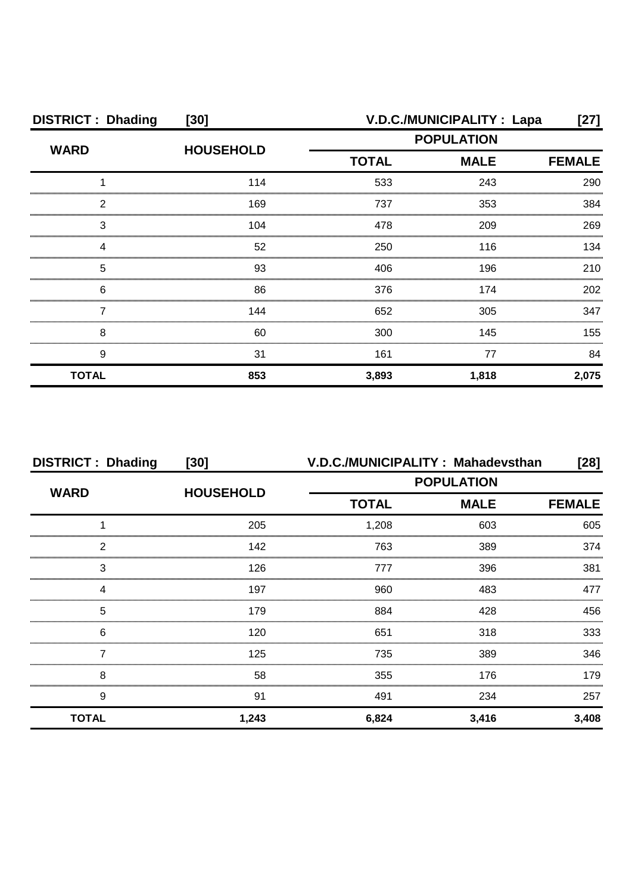**DISTRICT : Dhading [30] V.D.C./MUNICIPALITY : Lapa [27]**

| WARD | HOUSEHOLD | POPULATION | | |
|---|---|---|---|---|
| | | TOTAL | MALE | FEMALE |
| 1 | 114 | 533 | 243 | 290 |
| 2 | 169 | 737 | 353 | 384 |
| 3 | 104 | 478 | 209 | 269 |
| 4 | 52 | 250 | 116 | 134 |
| 5 | 93 | 406 | 196 | 210 |
| 6 | 86 | 376 | 174 | 202 |
| 7 | 144 | 652 | 305 | 347 |
| 8 | 60 | 300 | 145 | 155 |
| 9 | 31 | 161 | 77 | 84 |
| **TOTAL** | **853** | **3,893** | **1,818** | **2,075** |

**DISTRICT : Dhading [30] V.D.C./MUNICIPALITY : Mahadevsthan [28]**

| WARD | HOUSEHOLD | POPULATION | | |
|---|---|---|---|---|
| | | TOTAL | MALE | FEMALE |
| 1 | 205 | 1,208 | 603 | 605 |
| 2 | 142 | 763 | 389 | 374 |
| 3 | 126 | 777 | 396 | 381 |
| 4 | 197 | 960 | 483 | 477 |
| 5 | 179 | 884 | 428 | 456 |
| 6 | 120 | 651 | 318 | 333 |
| 7 | 125 | 735 | 389 | 346 |
| 8 | 58 | 355 | 176 | 179 |
| 9 | 91 | 491 | 234 | 257 |
| **TOTAL** | **1,243** | **6,824** | **3,416** | **3,408** |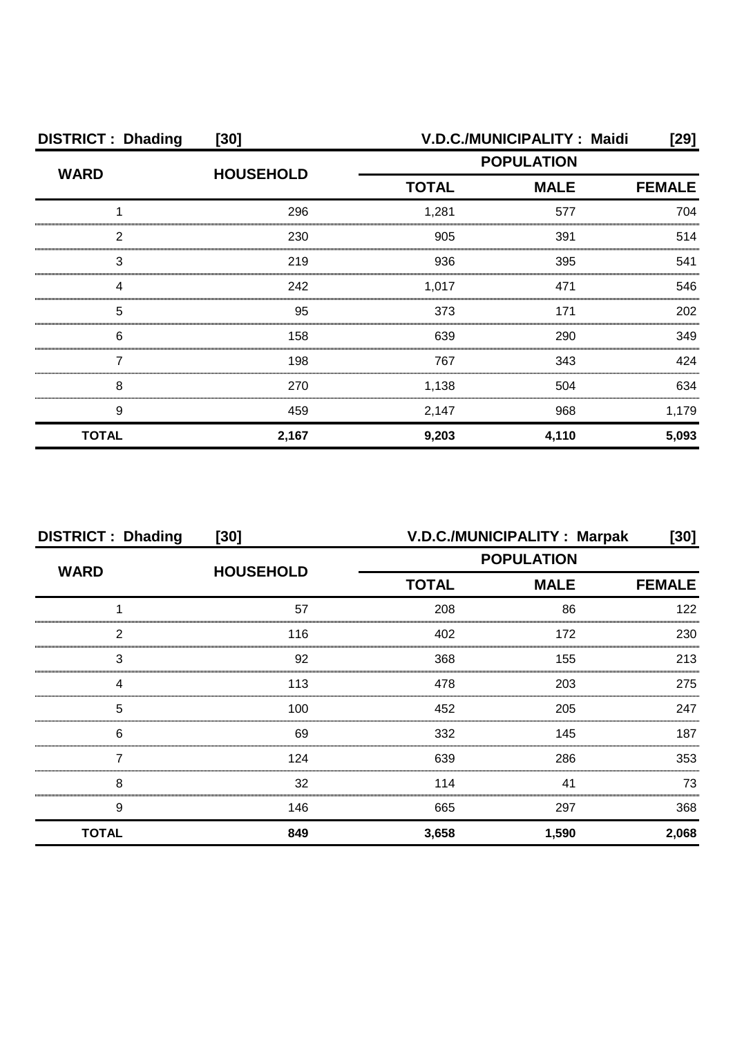| DISTRICT : Dhading | [30] | V.D.C./MUNICIPALITY : Maidi | | [29] |
|---|---|---|---|---|
| WARD | HOUSEHOLD | POPULATION | | |
| | | TOTAL | MALE | FEMALE |
| 1 | 296 | 1,281 | 577 | 704 |
| 2 | 230 | 905 | 391 | 514 |
| 3 | 219 | 936 | 395 | 541 |
| 4 | 242 | 1,017 | 471 | 546 |
| 5 | 95 | 373 | 171 | 202 |
| 6 | 158 | 639 | 290 | 349 |
| 7 | 198 | 767 | 343 | 424 |
| 8 | 270 | 1,138 | 504 | 634 |
| 9 | 459 | 2,147 | 968 | 1,179 |
| **TOTAL** | **2,167** | **9,203** | **4,110** | **5,093** |

| DISTRICT : Dhading | [30] | V.D.C./MUNICIPALITY : Marpak | | [30] |
|---|---|---|---|---|
| WARD | HOUSEHOLD | POPULATION | | |
| | | TOTAL | MALE | FEMALE |
| 1 | 57 | 208 | 86 | 122 |
| 2 | 116 | 402 | 172 | 230 |
| 3 | 92 | 368 | 155 | 213 |
| 4 | 113 | 478 | 203 | 275 |
| 5 | 100 | 452 | 205 | 247 |
| 6 | 69 | 332 | 145 | 187 |
| 7 | 124 | 639 | 286 | 353 |
| 8 | 32 | 114 | 41 | 73 |
| 9 | 146 | 665 | 297 | 368 |
| **TOTAL** | **849** | **3,658** | **1,590** | **2,068** |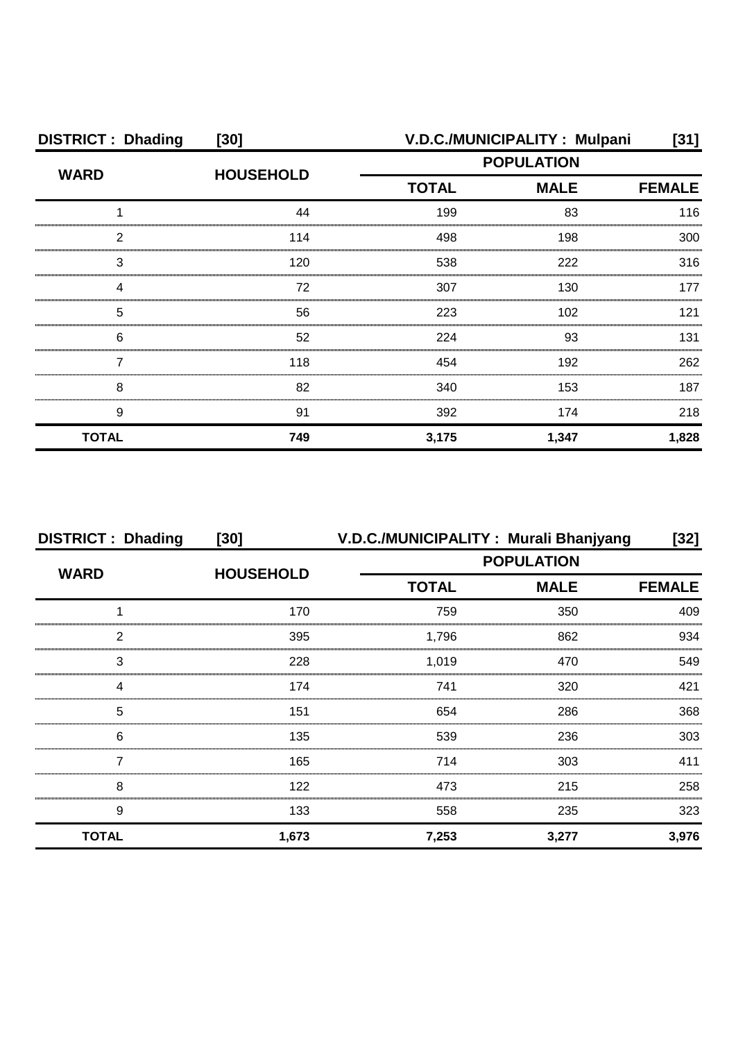| DISTRICT : Dhading | [30] | V.D.C./MUNICIPALITY : Mulpani | | [31] |
|---|---|---|---|---|
| WARD | HOUSEHOLD | POPULATION | | |
| | | TOTAL | MALE | FEMALE |
| 1 | 44 | 199 | 83 | 116 |
| 2 | 114 | 498 | 198 | 300 |
| 3 | 120 | 538 | 222 | 316 |
| 4 | 72 | 307 | 130 | 177 |
| 5 | 56 | 223 | 102 | 121 |
| 6 | 52 | 224 | 93 | 131 |
| 7 | 118 | 454 | 192 | 262 |
| 8 | 82 | 340 | 153 | 187 |
| 9 | 91 | 392 | 174 | 218 |
| **TOTAL** | **749** | **3,175** | **1,347** | **1,828** |

| DISTRICT : Dhading | [30] | V.D.C./MUNICIPALITY : Murali Bhanjyang | | [32] |
|---|---|---|---|---|
| WARD | HOUSEHOLD | POPULATION | | |
| | | TOTAL | MALE | FEMALE |
| 1 | 170 | 759 | 350 | 409 |
| 2 | 395 | 1,796 | 862 | 934 |
| 3 | 228 | 1,019 | 470 | 549 |
| 4 | 174 | 741 | 320 | 421 |
| 5 | 151 | 654 | 286 | 368 |
| 6 | 135 | 539 | 236 | 303 |
| 7 | 165 | 714 | 303 | 411 |
| 8 | 122 | 473 | 215 | 258 |
| 9 | 133 | 558 | 235 | 323 |
| **TOTAL** | **1,673** | **7,253** | **3,277** | **3,976** |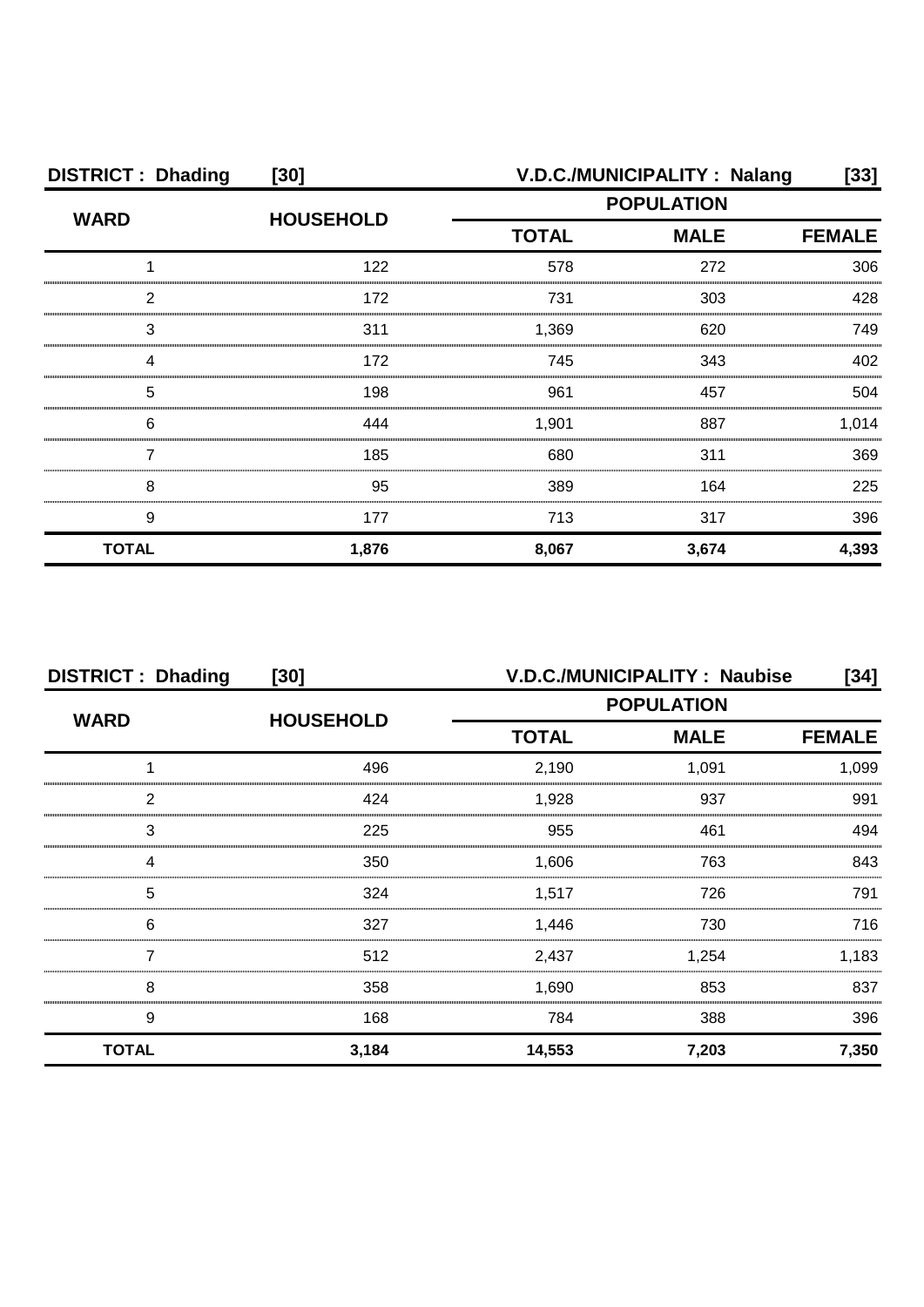**DISTRICT : Dhading [30] V.D.C./MUNICIPALITY : Nalang [33]**

| WARD | HOUSEHOLD | POPULATION | | |
|---|---|---|---|---|
| | | TOTAL | MALE | FEMALE |
| 1 | 122 | 578 | 272 | 306 |
| 2 | 172 | 731 | 303 | 428 |
| 3 | 311 | 1,369 | 620 | 749 |
| 4 | 172 | 745 | 343 | 402 |
| 5 | 198 | 961 | 457 | 504 |
| 6 | 444 | 1,901 | 887 | 1,014 |
| 7 | 185 | 680 | 311 | 369 |
| 8 | 95 | 389 | 164 | 225 |
| 9 | 177 | 713 | 317 | 396 |
| **TOTAL** | **1,876** | **8,067** | **3,674** | **4,393** |

**DISTRICT : Dhading [30] V.D.C./MUNICIPALITY : Naubise [34]**

| WARD | HOUSEHOLD | POPULATION | | |
|---|---|---|---|---|
| | | TOTAL | MALE | FEMALE |
| 1 | 496 | 2,190 | 1,091 | 1,099 |
| 2 | 424 | 1,928 | 937 | 991 |
| 3 | 225 | 955 | 461 | 494 |
| 4 | 350 | 1,606 | 763 | 843 |
| 5 | 324 | 1,517 | 726 | 791 |
| 6 | 327 | 1,446 | 730 | 716 |
| 7 | 512 | 2,437 | 1,254 | 1,183 |
| 8 | 358 | 1,690 | 853 | 837 |
| 9 | 168 | 784 | 388 | 396 |
| **TOTAL** | **3,184** | **14,553** | **7,203** | **7,350** |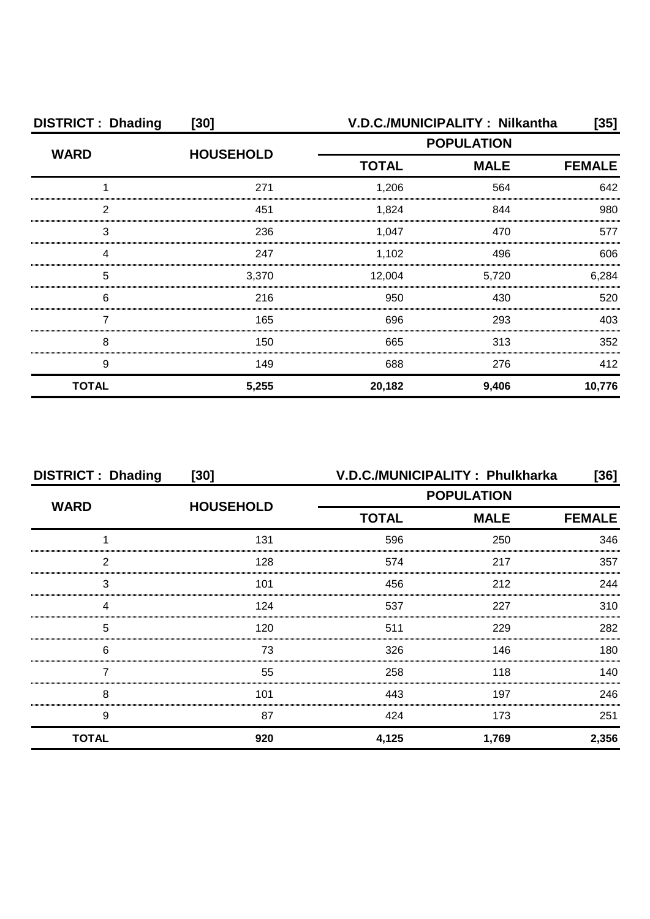| DISTRICT : Dhading | [30] | V.D.C./MUNICIPALITY : Nilkantha | | [35] |
|---|---|---|---|---|
| WARD | HOUSEHOLD | POPULATION | | |
| | | TOTAL | MALE | FEMALE |
| 1 | 271 | 1,206 | 564 | 642 |
| 2 | 451 | 1,824 | 844 | 980 |
| 3 | 236 | 1,047 | 470 | 577 |
| 4 | 247 | 1,102 | 496 | 606 |
| 5 | 3,370 | 12,004 | 5,720 | 6,284 |
| 6 | 216 | 950 | 430 | 520 |
| 7 | 165 | 696 | 293 | 403 |
| 8 | 150 | 665 | 313 | 352 |
| 9 | 149 | 688 | 276 | 412 |
| **TOTAL** | **5,255** | **20,182** | **9,406** | **10,776** |

| DISTRICT : Dhading | [30] | V.D.C./MUNICIPALITY : Phulkharka | | [36] |
|---|---|---|---|---|
| WARD | HOUSEHOLD | POPULATION | | |
| | | TOTAL | MALE | FEMALE |
| 1 | 131 | 596 | 250 | 346 |
| 2 | 128 | 574 | 217 | 357 |
| 3 | 101 | 456 | 212 | 244 |
| 4 | 124 | 537 | 227 | 310 |
| 5 | 120 | 511 | 229 | 282 |
| 6 | 73 | 326 | 146 | 180 |
| 7 | 55 | 258 | 118 | 140 |
| 8 | 101 | 443 | 197 | 246 |
| 9 | 87 | 424 | 173 | 251 |
| **TOTAL** | **920** | **4,125** | **1,769** | **2,356** |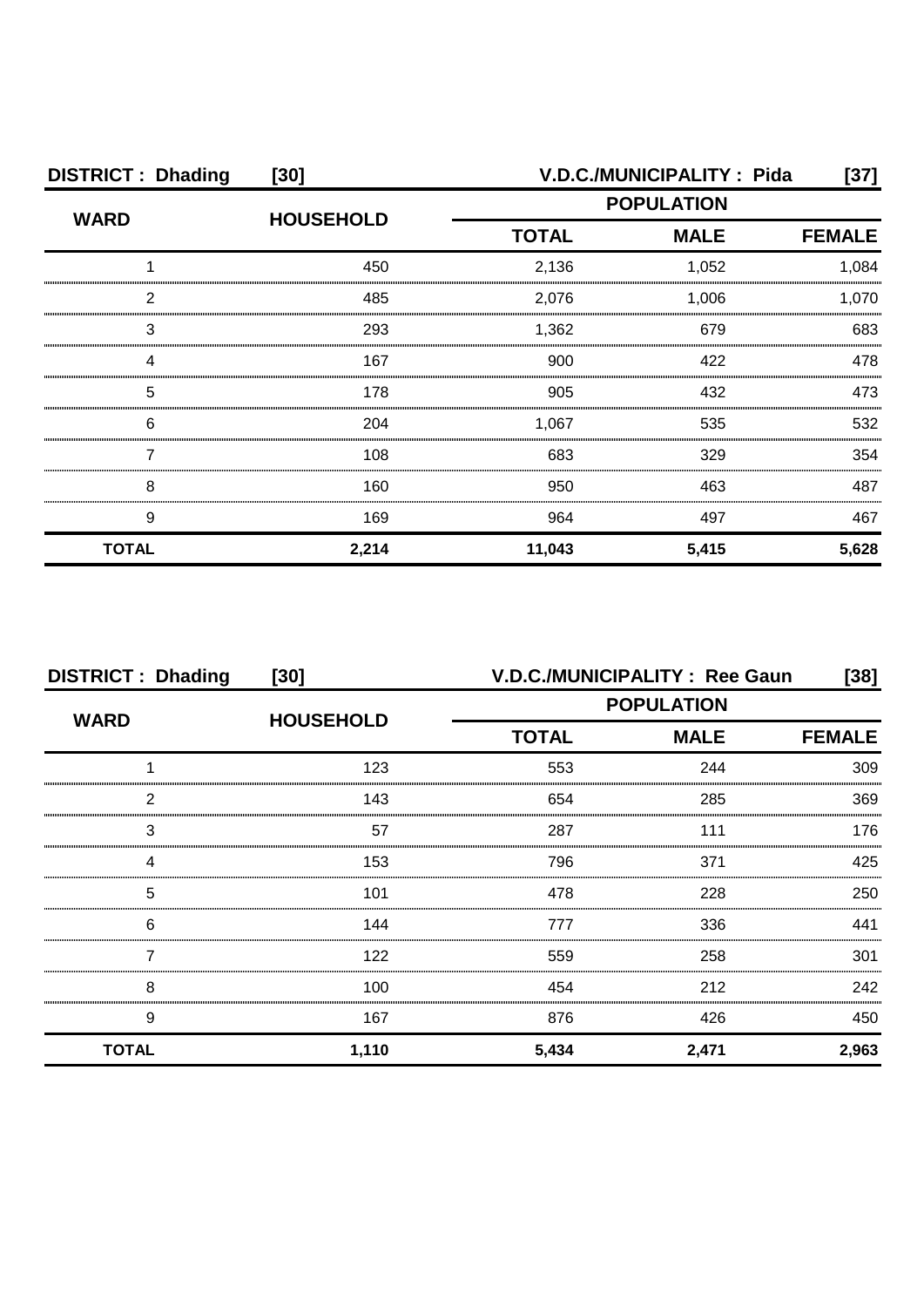**DISTRICT : Dhading [30] V.D.C./MUNICIPALITY : Pida [37]**

| WARD | HOUSEHOLD | POPULATION | | |
|---|---|---|---|---|
| | | TOTAL | MALE | FEMALE |
| 1 | 450 | 2,136 | 1,052 | 1,084 |
| 2 | 485 | 2,076 | 1,006 | 1,070 |
| 3 | 293 | 1,362 | 679 | 683 |
| 4 | 167 | 900 | 422 | 478 |
| 5 | 178 | 905 | 432 | 473 |
| 6 | 204 | 1,067 | 535 | 532 |
| 7 | 108 | 683 | 329 | 354 |
| 8 | 160 | 950 | 463 | 487 |
| 9 | 169 | 964 | 497 | 467 |
| **TOTAL** | **2,214** | **11,043** | **5,415** | **5,628** |

**DISTRICT : Dhading [30] V.D.C./MUNICIPALITY : Ree Gaun [38]**

| WARD | HOUSEHOLD | POPULATION | | |
|---|---|---|---|---|
| | | TOTAL | MALE | FEMALE |
| 1 | 123 | 553 | 244 | 309 |
| 2 | 143 | 654 | 285 | 369 |
| 3 | 57 | 287 | 111 | 176 |
| 4 | 153 | 796 | 371 | 425 |
| 5 | 101 | 478 | 228 | 250 |
| 6 | 144 | 777 | 336 | 441 |
| 7 | 122 | 559 | 258 | 301 |
| 8 | 100 | 454 | 212 | 242 |
| 9 | 167 | 876 | 426 | 450 |
| **TOTAL** | **1,110** | **5,434** | **2,471** | **2,963** |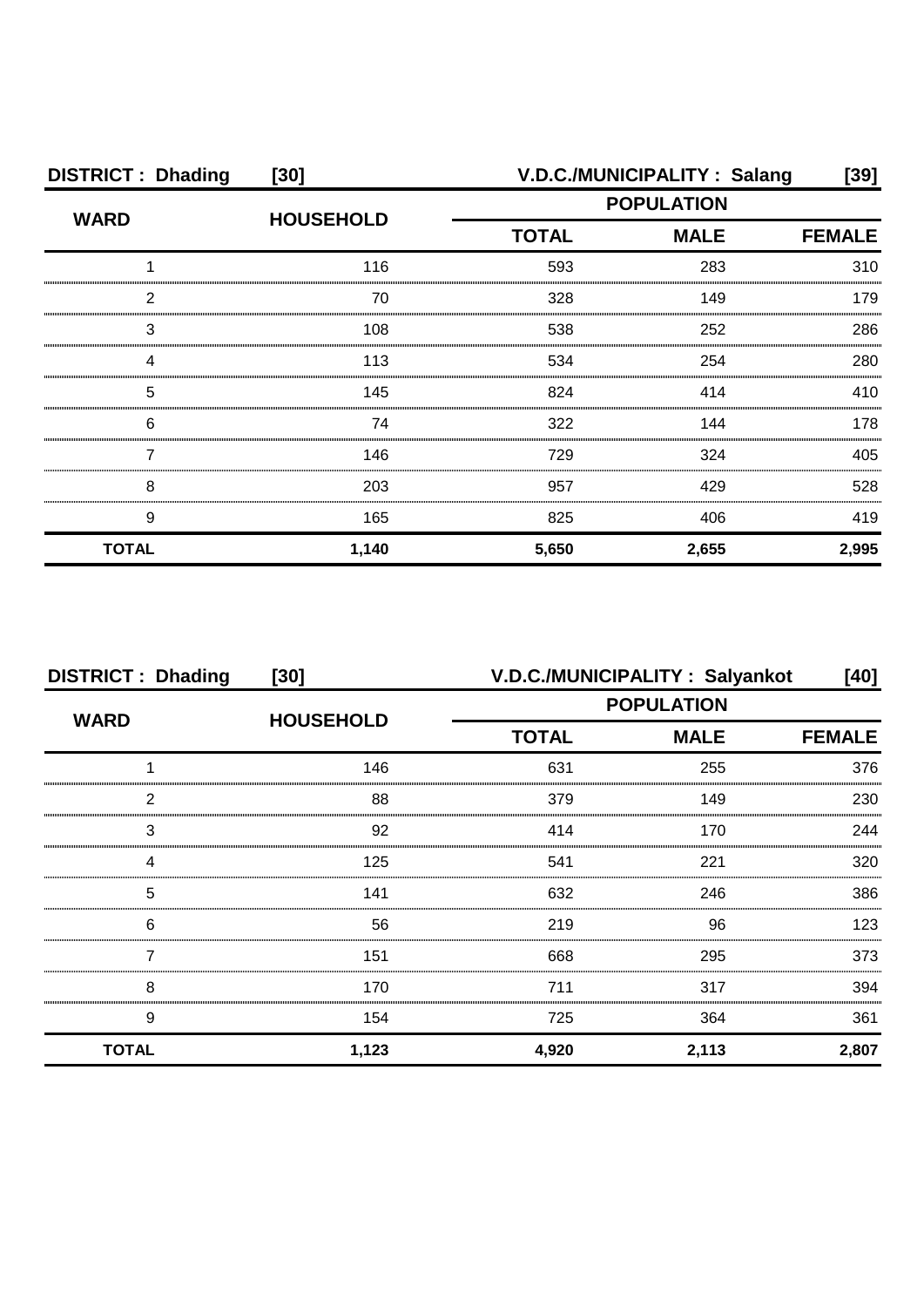**DISTRICT : Dhading [30] V.D.C./MUNICIPALITY : Salang [39]**

| WARD | HOUSEHOLD | POPULATION | | |
|---|---|---|---|---|
| | | TOTAL | MALE | FEMALE |
| 1 | 116 | 593 | 283 | 310 |
| 2 | 70 | 328 | 149 | 179 |
| 3 | 108 | 538 | 252 | 286 |
| 4 | 113 | 534 | 254 | 280 |
| 5 | 145 | 824 | 414 | 410 |
| 6 | 74 | 322 | 144 | 178 |
| 7 | 146 | 729 | 324 | 405 |
| 8 | 203 | 957 | 429 | 528 |
| 9 | 165 | 825 | 406 | 419 |
| **TOTAL** | **1,140** | **5,650** | **2,655** | **2,995** |

**DISTRICT : Dhading [30] V.D.C./MUNICIPALITY : Salyankot [40]**

| WARD | HOUSEHOLD | POPULATION | | |
|---|---|---|---|---|
| | | TOTAL | MALE | FEMALE |
| 1 | 146 | 631 | 255 | 376 |
| 2 | 88 | 379 | 149 | 230 |
| 3 | 92 | 414 | 170 | 244 |
| 4 | 125 | 541 | 221 | 320 |
| 5 | 141 | 632 | 246 | 386 |
| 6 | 56 | 219 | 96 | 123 |
| 7 | 151 | 668 | 295 | 373 |
| 8 | 170 | 711 | 317 | 394 |
| 9 | 154 | 725 | 364 | 361 |
| **TOTAL** | **1,123** | **4,920** | **2,113** | **2,807** |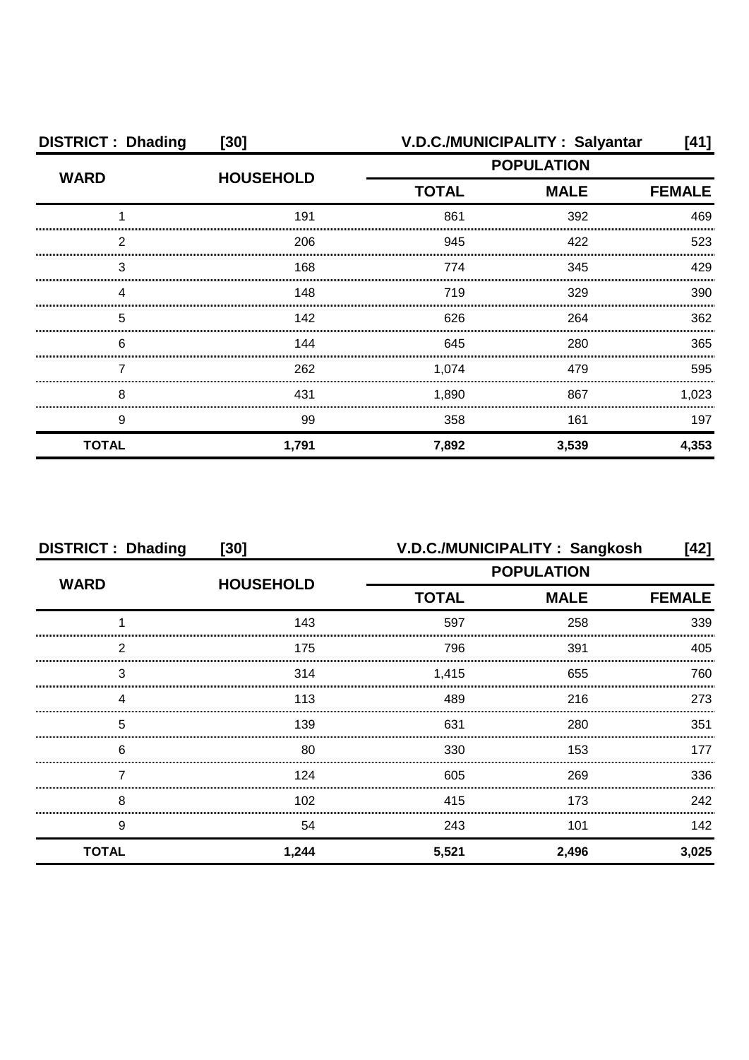**DISTRICT : Dhading [30]** **V.D.C./MUNICIPALITY : Salyantar [41]**

| WARD | HOUSEHOLD | POPULATION | | |
|---|---|---|---|---|
| | | TOTAL | MALE | FEMALE |
| 1 | 191 | 861 | 392 | 469 |
| 2 | 206 | 945 | 422 | 523 |
| 3 | 168 | 774 | 345 | 429 |
| 4 | 148 | 719 | 329 | 390 |
| 5 | 142 | 626 | 264 | 362 |
| 6 | 144 | 645 | 280 | 365 |
| 7 | 262 | 1,074 | 479 | 595 |
| 8 | 431 | 1,890 | 867 | 1,023 |
| 9 | 99 | 358 | 161 | 197 |
| **TOTAL** | **1,791** | **7,892** | **3,539** | **4,353** |

**DISTRICT : Dhading [30]** **V.D.C./MUNICIPALITY : Sangkosh [42]**

| WARD | HOUSEHOLD | POPULATION | | |
|---|---|---|---|---|
| | | TOTAL | MALE | FEMALE |
| 1 | 143 | 597 | 258 | 339 |
| 2 | 175 | 796 | 391 | 405 |
| 3 | 314 | 1,415 | 655 | 760 |
| 4 | 113 | 489 | 216 | 273 |
| 5 | 139 | 631 | 280 | 351 |
| 6 | 80 | 330 | 153 | 177 |
| 7 | 124 | 605 | 269 | 336 |
| 8 | 102 | 415 | 173 | 242 |
| 9 | 54 | 243 | 101 | 142 |
| **TOTAL** | **1,244** | **5,521** | **2,496** | **3,025** |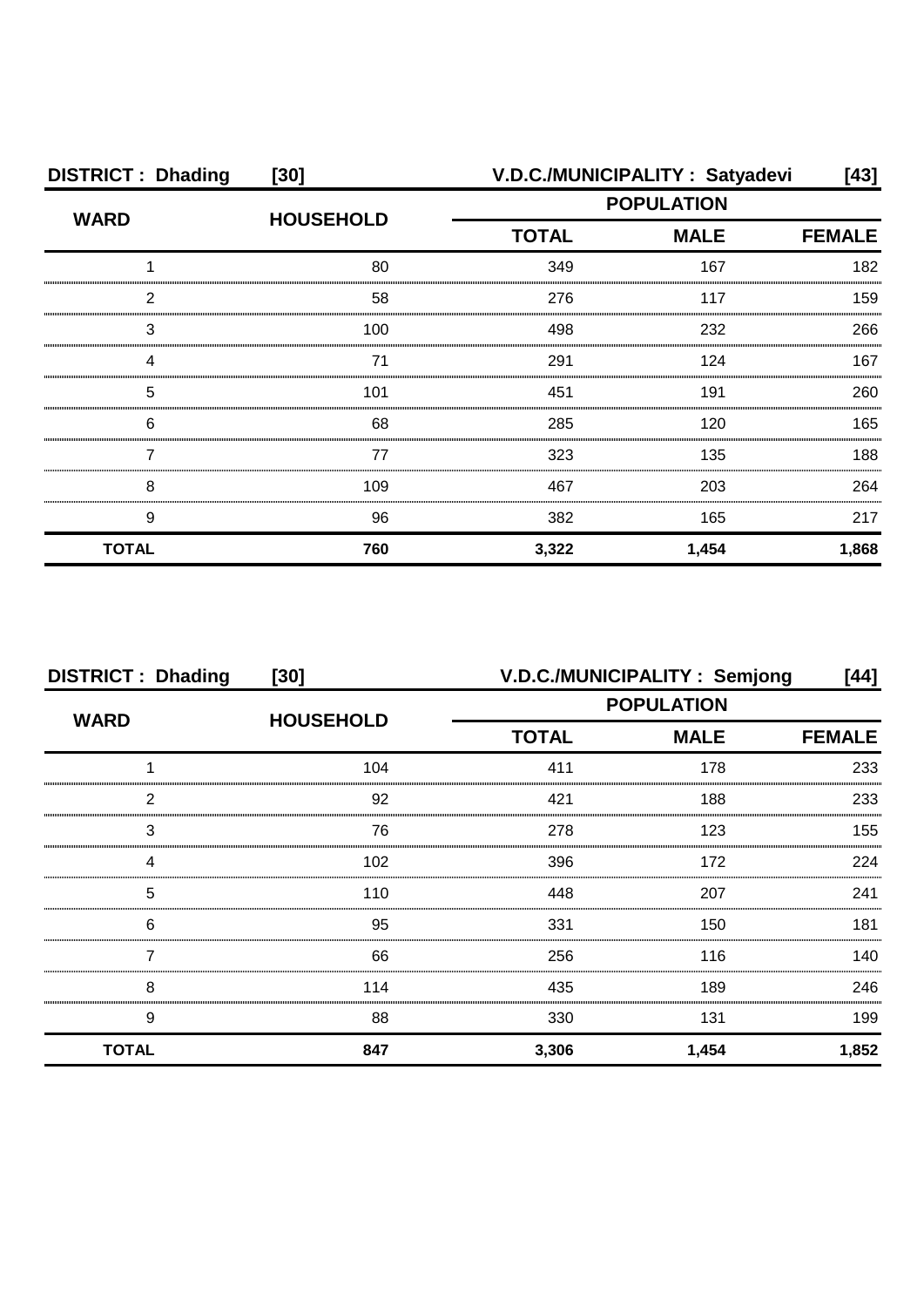**DISTRICT : Dhading [30]** **V.D.C./MUNICIPALITY : Satyadevi [43]**

| WARD | HOUSEHOLD | POPULATION | | |
|---|---|---|---|---|
| | | TOTAL | MALE | FEMALE |
| 1 | 80 | 349 | 167 | 182 |
| 2 | 58 | 276 | 117 | 159 |
| 3 | 100 | 498 | 232 | 266 |
| 4 | 71 | 291 | 124 | 167 |
| 5 | 101 | 451 | 191 | 260 |
| 6 | 68 | 285 | 120 | 165 |
| 7 | 77 | 323 | 135 | 188 |
| 8 | 109 | 467 | 203 | 264 |
| 9 | 96 | 382 | 165 | 217 |
| **TOTAL** | **760** | **3,322** | **1,454** | **1,868** |

**DISTRICT : Dhading [30]** **V.D.C./MUNICIPALITY : Semjong [44]**

| WARD | HOUSEHOLD | POPULATION | | |
|---|---|---|---|---|
| | | TOTAL | MALE | FEMALE |
| 1 | 104 | 411 | 178 | 233 |
| 2 | 92 | 421 | 188 | 233 |
| 3 | 76 | 278 | 123 | 155 |
| 4 | 102 | 396 | 172 | 224 |
| 5 | 110 | 448 | 207 | 241 |
| 6 | 95 | 331 | 150 | 181 |
| 7 | 66 | 256 | 116 | 140 |
| 8 | 114 | 435 | 189 | 246 |
| 9 | 88 | 330 | 131 | 199 |
| **TOTAL** | **847** | **3,306** | **1,454** | **1,852** |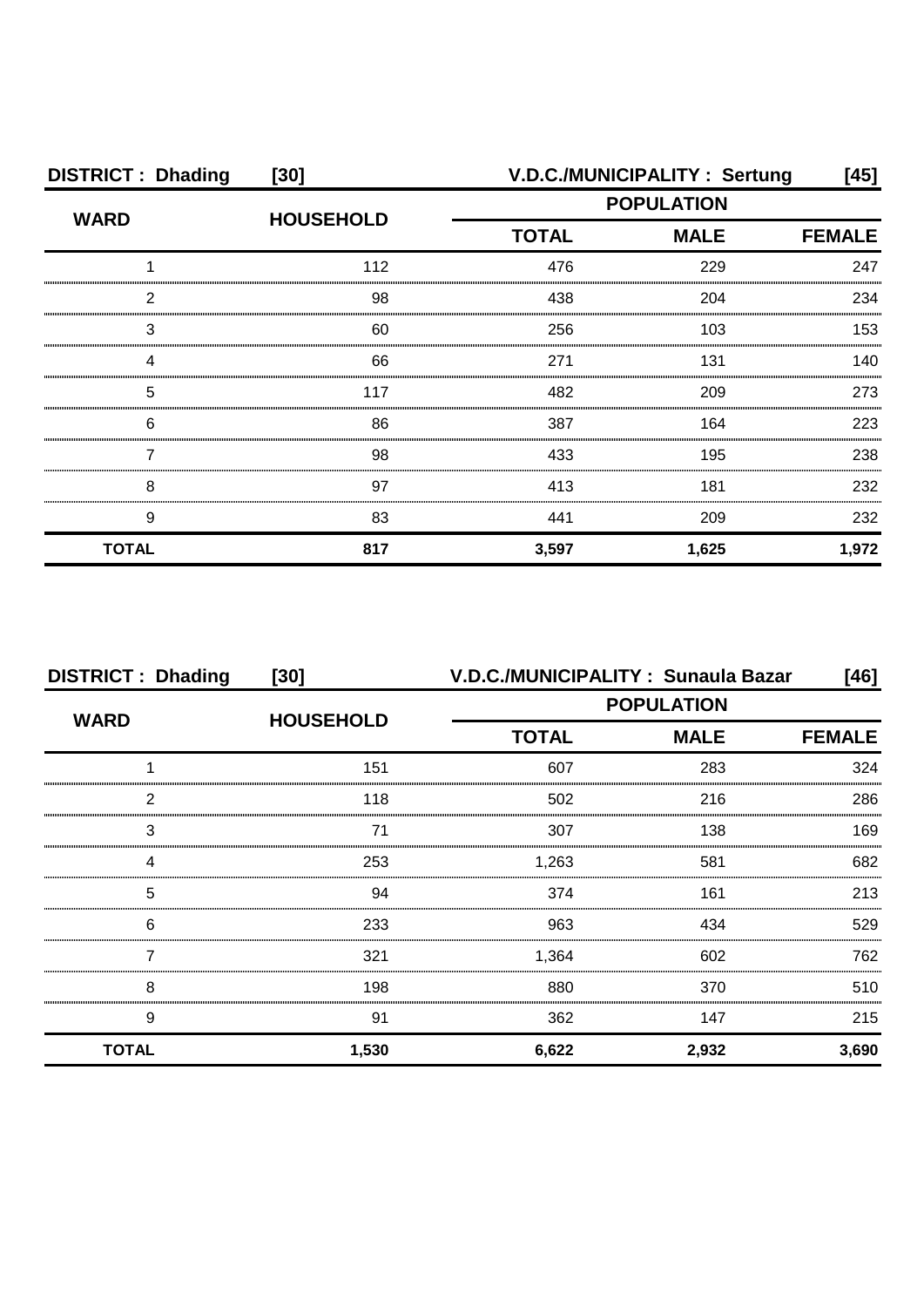| DISTRICT : Dhading | [30] | V.D.C./MUNICIPALITY : Sertung | | [45] |
|---|---|---|---|---|
| WARD | HOUSEHOLD | POPULATION | | |
| | | TOTAL | MALE | FEMALE |
| 1 | 112 | 476 | 229 | 247 |
| 2 | 98 | 438 | 204 | 234 |
| 3 | 60 | 256 | 103 | 153 |
| 4 | 66 | 271 | 131 | 140 |
| 5 | 117 | 482 | 209 | 273 |
| 6 | 86 | 387 | 164 | 223 |
| 7 | 98 | 433 | 195 | 238 |
| 8 | 97 | 413 | 181 | 232 |
| 9 | 83 | 441 | 209 | 232 |
| **TOTAL** | **817** | **3,597** | **1,625** | **1,972** |

| DISTRICT : Dhading | [30] | V.D.C./MUNICIPALITY : Sunaula Bazar | | [46] |
|---|---|---|---|---|
| WARD | HOUSEHOLD | POPULATION | | |
| | | TOTAL | MALE | FEMALE |
| 1 | 151 | 607 | 283 | 324 |
| 2 | 118 | 502 | 216 | 286 |
| 3 | 71 | 307 | 138 | 169 |
| 4 | 253 | 1,263 | 581 | 682 |
| 5 | 94 | 374 | 161 | 213 |
| 6 | 233 | 963 | 434 | 529 |
| 7 | 321 | 1,364 | 602 | 762 |
| 8 | 198 | 880 | 370 | 510 |
| 9 | 91 | 362 | 147 | 215 |
| **TOTAL** | **1,530** | **6,622** | **2,932** | **3,690** |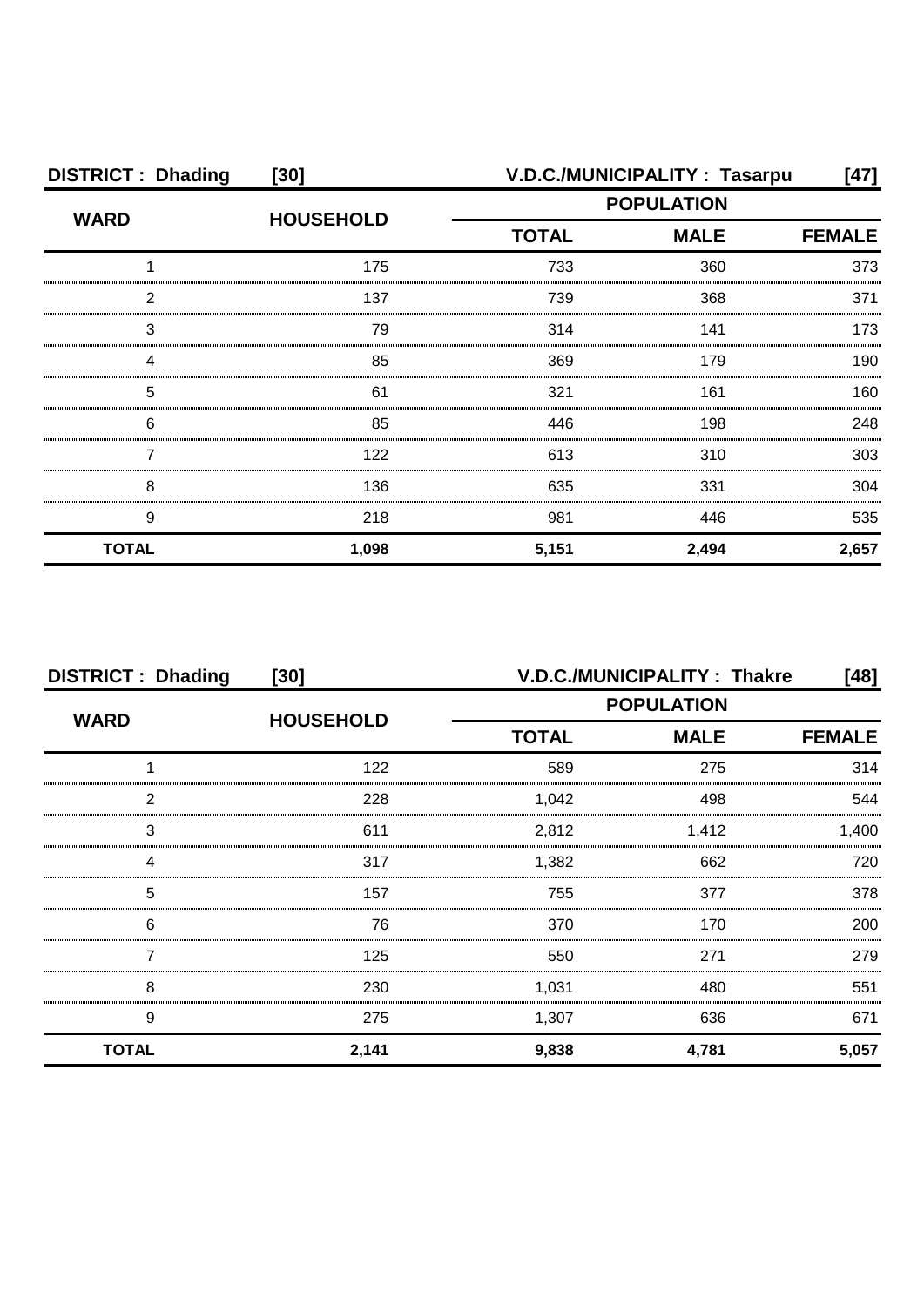**DISTRICT : Dhading [30] V.D.C./MUNICIPALITY : Tasarpu [47]**

| WARD | HOUSEHOLD | POPULATION | | |
|---|---|---|---|---|
| | | TOTAL | MALE | FEMALE |
| 1 | 175 | 733 | 360 | 373 |
| 2 | 137 | 739 | 368 | 371 |
| 3 | 79 | 314 | 141 | 173 |
| 4 | 85 | 369 | 179 | 190 |
| 5 | 61 | 321 | 161 | 160 |
| 6 | 85 | 446 | 198 | 248 |
| 7 | 122 | 613 | 310 | 303 |
| 8 | 136 | 635 | 331 | 304 |
| 9 | 218 | 981 | 446 | 535 |
| **TOTAL** | **1,098** | **5,151** | **2,494** | **2,657** |

**DISTRICT : Dhading [30] V.D.C./MUNICIPALITY : Thakre [48]**

| WARD | HOUSEHOLD | POPULATION | | |
|---|---|---|---|---|
| | | TOTAL | MALE | FEMALE |
| 1 | 122 | 589 | 275 | 314 |
| 2 | 228 | 1,042 | 498 | 544 |
| 3 | 611 | 2,812 | 1,412 | 1,400 |
| 4 | 317 | 1,382 | 662 | 720 |
| 5 | 157 | 755 | 377 | 378 |
| 6 | 76 | 370 | 170 | 200 |
| 7 | 125 | 550 | 271 | 279 |
| 8 | 230 | 1,031 | 480 | 551 |
| 9 | 275 | 1,307 | 636 | 671 |
| **TOTAL** | **2,141** | **9,838** | **4,781** | **5,057** |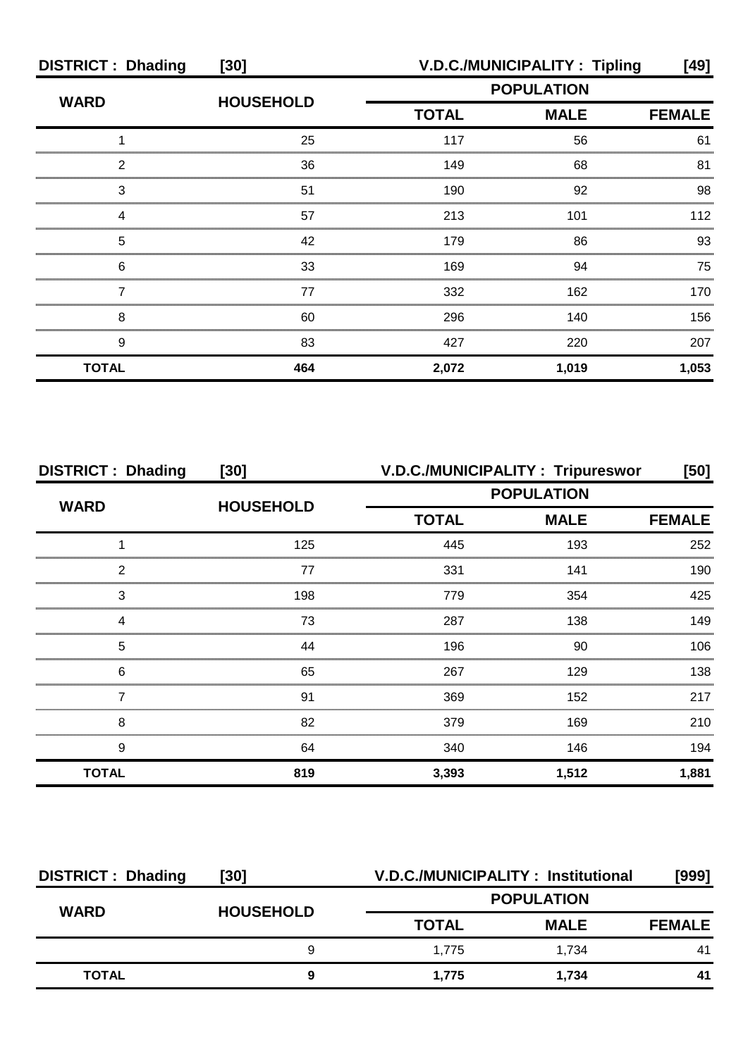**DISTRICT : Dhading [30] V.D.C./MUNICIPALITY : Tipling [49]**

| WARD | HOUSEHOLD | POPULATION | | |
|---|---|---|---|---|
| | | TOTAL | MALE | FEMALE |
| 1 | 25 | 117 | 56 | 61 |
| 2 | 36 | 149 | 68 | 81 |
| 3 | 51 | 190 | 92 | 98 |
| 4 | 57 | 213 | 101 | 112 |
| 5 | 42 | 179 | 86 | 93 |
| 6 | 33 | 169 | 94 | 75 |
| 7 | 77 | 332 | 162 | 170 |
| 8 | 60 | 296 | 140 | 156 |
| 9 | 83 | 427 | 220 | 207 |
| **TOTAL** | **464** | **2,072** | **1,019** | **1,053** |

**DISTRICT : Dhading [30] V.D.C./MUNICIPALITY : Tripureswor [50]**

| WARD | HOUSEHOLD | POPULATION | | |
|---|---|---|---|---|
| | | TOTAL | MALE | FEMALE |
| 1 | 125 | 445 | 193 | 252 |
| 2 | 77 | 331 | 141 | 190 |
| 3 | 198 | 779 | 354 | 425 |
| 4 | 73 | 287 | 138 | 149 |
| 5 | 44 | 196 | 90 | 106 |
| 6 | 65 | 267 | 129 | 138 |
| 7 | 91 | 369 | 152 | 217 |
| 8 | 82 | 379 | 169 | 210 |
| 9 | 64 | 340 | 146 | 194 |
| **TOTAL** | **819** | **3,393** | **1,512** | **1,881** |

**DISTRICT : Dhading [30] V.D.C./MUNICIPALITY : Institutional [999]**

| WARD | HOUSEHOLD | POPULATION | | |
|---|---|---|---|---|
| | | TOTAL | MALE | FEMALE |
| | 9 | 1,775 | 1,734 | 41 |
| **TOTAL** | **9** | **1,775** | **1,734** | **41** |